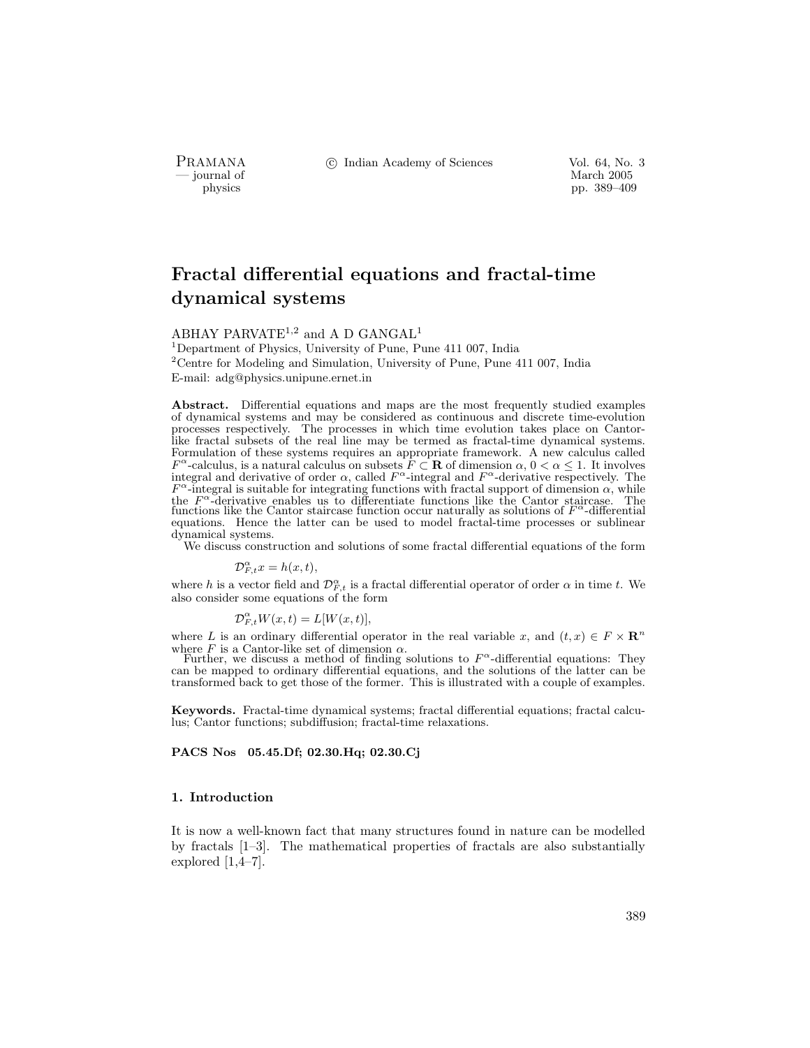# Fractal differential equations and fractal-time dynamical systems

ABHAY PARVATE[1,2] and A D GANGAL[1]

[1]Department of Physics, University of Pune, Pune 411 007, India

[2]Centre for Modeling and Simulation, University of Pune, Pune 411 007, India

E-mail: adg@physics.unipune.ernet.in

**Abstract.** Differential equations and maps are the most frequently studied examples of dynamical systems and may be considered as continuous and discrete time-evolution processes respectively. The processes in which time evolution takes place on Cantor-like fractal subsets of the real line may be termed as fractal-time dynamical systems. Formulation of these systems requires an appropriate framework. A new calculus called $F^\alpha$-calculus, is a natural calculus on subsets $F \subset \mathbf{R}$ of dimension $\alpha$, $0 < \alpha \leq 1$. It involves integral and derivative of order $\alpha$, called $F^\alpha$-integral and $F^\alpha$-derivative respectively. The $F^\alpha$-integral is suitable for integrating functions with fractal support of dimension $\alpha$, while the $F^\alpha$-derivative enables us to differentiate functions like the Cantor staircase. The functions like the Cantor staircase function occur naturally as solutions of $F^\alpha$-differential equations. Hence the latter can be used to model fractal-time processes or sublinear dynamical systems.

We discuss construction and solutions of some fractal differential equations of the form

$$\mathcal{D}^\alpha_{F,t} x = h(x,t),$$

where $h$ is a vector field and $\mathcal{D}^\alpha_{F,t}$ is a fractal differential operator of order $\alpha$ in time $t$. We also consider some equations of the form

$$\mathcal{D}^\alpha_{F,t} W(x,t) = L[W(x,t)],$$

where $L$ is an ordinary differential operator in the real variable $x$, and $(t,x) \in F \times \mathbf{R}^n$ where $F$ is a Cantor-like set of dimension $\alpha$.

Further, we discuss a method of finding solutions to $F^\alpha$-differential equations: They can be mapped to ordinary differential equations, and the solutions of the latter can be transformed back to get those of the former. This is illustrated with a couple of examples.

**Keywords.** Fractal-time dynamical systems; fractal differential equations; fractal calculus; Cantor functions; subdiffusion; fractal-time relaxations.

**PACS Nos** 05.45.Df; 02.30.Hq; 02.30.Cj

## 1. Introduction

It is now a well-known fact that many structures found in nature can be modelled by fractals [1–3]. The mathematical properties of fractals are also substantially explored [1,4–7].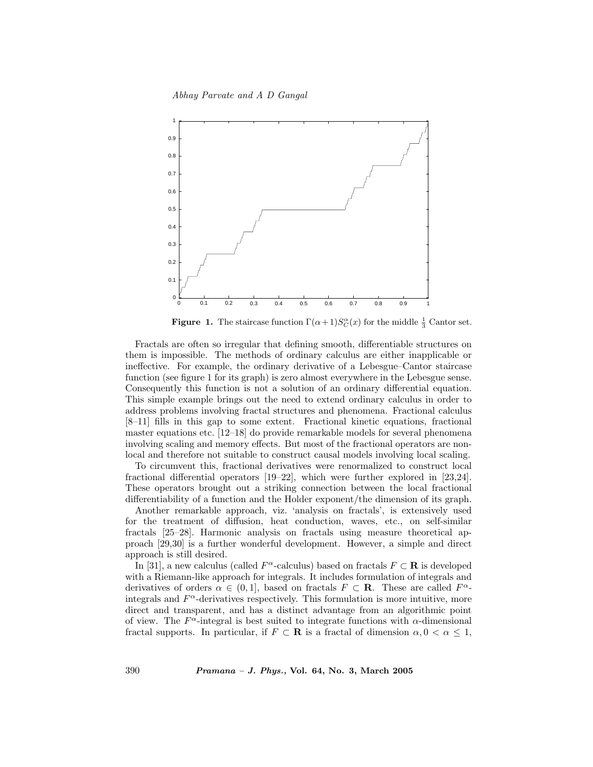**Figure 1.** The staircase function $\Gamma(\alpha+1)S_C^\alpha(x)$ for the middle $\frac{1}{3}$ Cantor set.

Fractals are often so irregular that defining smooth, differentiable structures on them is impossible. The methods of ordinary calculus are either inapplicable or ineffective. For example, the ordinary derivative of a Lebesgue–Cantor staircase function (see figure 1 for its graph) is zero almost everywhere in the Lebesgue sense. Consequently this function is not a solution of an ordinary differential equation. This simple example brings out the need to extend ordinary calculus in order to address problems involving fractal structures and phenomena. Fractional calculus [8–11] fills in this gap to some extent. Fractional kinetic equations, fractional master equations etc. [12–18] do provide remarkable models for several phenomena involving scaling and memory effects. But most of the fractional operators are non-local and therefore not suitable to construct causal models involving local scaling.

To circumvent this, fractional derivatives were renormalized to construct local fractional differential operators [19–22], which were further explored in [23,24]. These operators brought out a striking connection between the local fractional differentiability of a function and the Holder exponent/the dimension of its graph.

Another remarkable approach, viz. 'analysis on fractals', is extensively used for the treatment of diffusion, heat conduction, waves, etc., on self-similar fractals [25–28]. Harmonic analysis on fractals using measure theoretical approach [29,30] is a further wonderful development. However, a simple and direct approach is still desired.

In [31], a new calculus (called $F^\alpha$-calculus) based on fractals $F \subset \mathbf{R}$ is developed with a Riemann-like approach for integrals. It includes formulation of integrals and derivatives of orders $\alpha \in (0,1]$, based on fractals $F \subset \mathbf{R}$. These are called $F^\alpha$-integrals and $F^\alpha$-derivatives respectively. This formulation is more intuitive, more direct and transparent, and has a distinct advantage from an algorithmic point of view. The $F^\alpha$-integral is best suited to integrate functions with $\alpha$-dimensional fractal supports. In particular, if $F \subset \mathbf{R}$ is a fractal of dimension $\alpha, 0 < \alpha \leq 1$,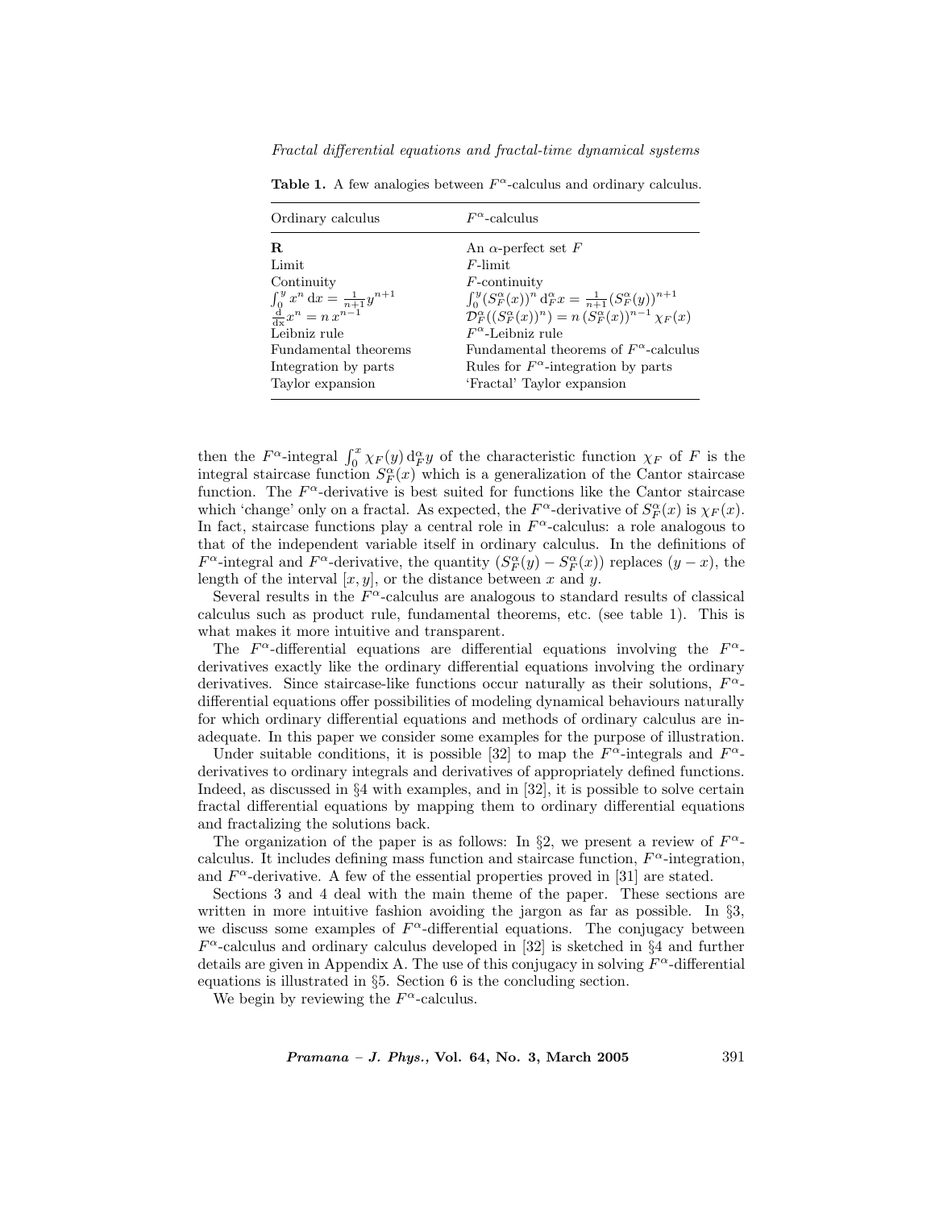**Table 1.** A few analogies between $F^\alpha$-calculus and ordinary calculus.

| Ordinary calculus | $F^\alpha$-calculus |
|---|---|
| $\mathbf{R}$ | An $\alpha$-perfect set $F$ |
| Limit | $F$-limit |
| Continuity | $F$-continuity |
| $\int_0^y x^n \, \mathrm{d}x = \frac{1}{n+1} y^{n+1}$ | $\int_0^y (S_F^\alpha(x))^n \, \mathrm{d}_F^\alpha x = \frac{1}{n+1}(S_F^\alpha(y))^{n+1}$ |
| $\frac{\mathrm{d}}{\mathrm{dx}} x^n = n\, x^{n-1}$ | $\mathcal{D}_F^\alpha((S_F^\alpha(x))^n) = n\,(S_F^\alpha(x))^{n-1}\,\chi_F(x)$ |
| Leibniz rule | $F^\alpha$-Leibniz rule |
| Fundamental theorems | Fundamental theorems of $F^\alpha$-calculus |
| Integration by parts | Rules for $F^\alpha$-integration by parts |
| Taylor expansion | 'Fractal' Taylor expansion |

then the $F^\alpha$-integral $\int_0^x \chi_F(y)\, \mathrm{d}_F^\alpha y$ of the characteristic function $\chi_F$ of $F$ is the integral staircase function $S_F^\alpha(x)$ which is a generalization of the Cantor staircase function. The $F^\alpha$-derivative is best suited for functions like the Cantor staircase which 'change' only on a fractal. As expected, the $F^\alpha$-derivative of $S_F^\alpha(x)$ is $\chi_F(x)$. In fact, staircase functions play a central role in $F^\alpha$-calculus: a role analogous to that of the independent variable itself in ordinary calculus. In the definitions of $F^\alpha$-integral and $F^\alpha$-derivative, the quantity $(S_F^\alpha(y) - S_F^\alpha(x))$ replaces $(y - x)$, the length of the interval $[x, y]$, or the distance between $x$ and $y$.

Several results in the $F^\alpha$-calculus are analogous to standard results of classical calculus such as product rule, fundamental theorems, etc. (see table 1). This is what makes it more intuitive and transparent.

The $F^\alpha$-differential equations are differential equations involving the $F^\alpha$-derivatives exactly like the ordinary differential equations involving the ordinary derivatives. Since staircase-like functions occur naturally as their solutions, $F^\alpha$-differential equations offer possibilities of modeling dynamical behaviours naturally for which ordinary differential equations and methods of ordinary calculus are inadequate. In this paper we consider some examples for the purpose of illustration.

Under suitable conditions, it is possible [32] to map the $F^\alpha$-integrals and $F^\alpha$-derivatives to ordinary integrals and derivatives of appropriately defined functions. Indeed, as discussed in §4 with examples, and in [32], it is possible to solve certain fractal differential equations by mapping them to ordinary differential equations and fractalizing the solutions back.

The organization of the paper is as follows: In §2, we present a review of $F^\alpha$-calculus. It includes defining mass function and staircase function, $F^\alpha$-integration, and $F^\alpha$-derivative. A few of the essential properties proved in [31] are stated.

Sections 3 and 4 deal with the main theme of the paper. These sections are written in more intuitive fashion avoiding the jargon as far as possible. In §3, we discuss some examples of $F^\alpha$-differential equations. The conjugacy between $F^\alpha$-calculus and ordinary calculus developed in [32] is sketched in §4 and further details are given in Appendix A. The use of this conjugacy in solving $F^\alpha$-differential equations is illustrated in §5. Section 6 is the concluding section.

We begin by reviewing the $F^\alpha$-calculus.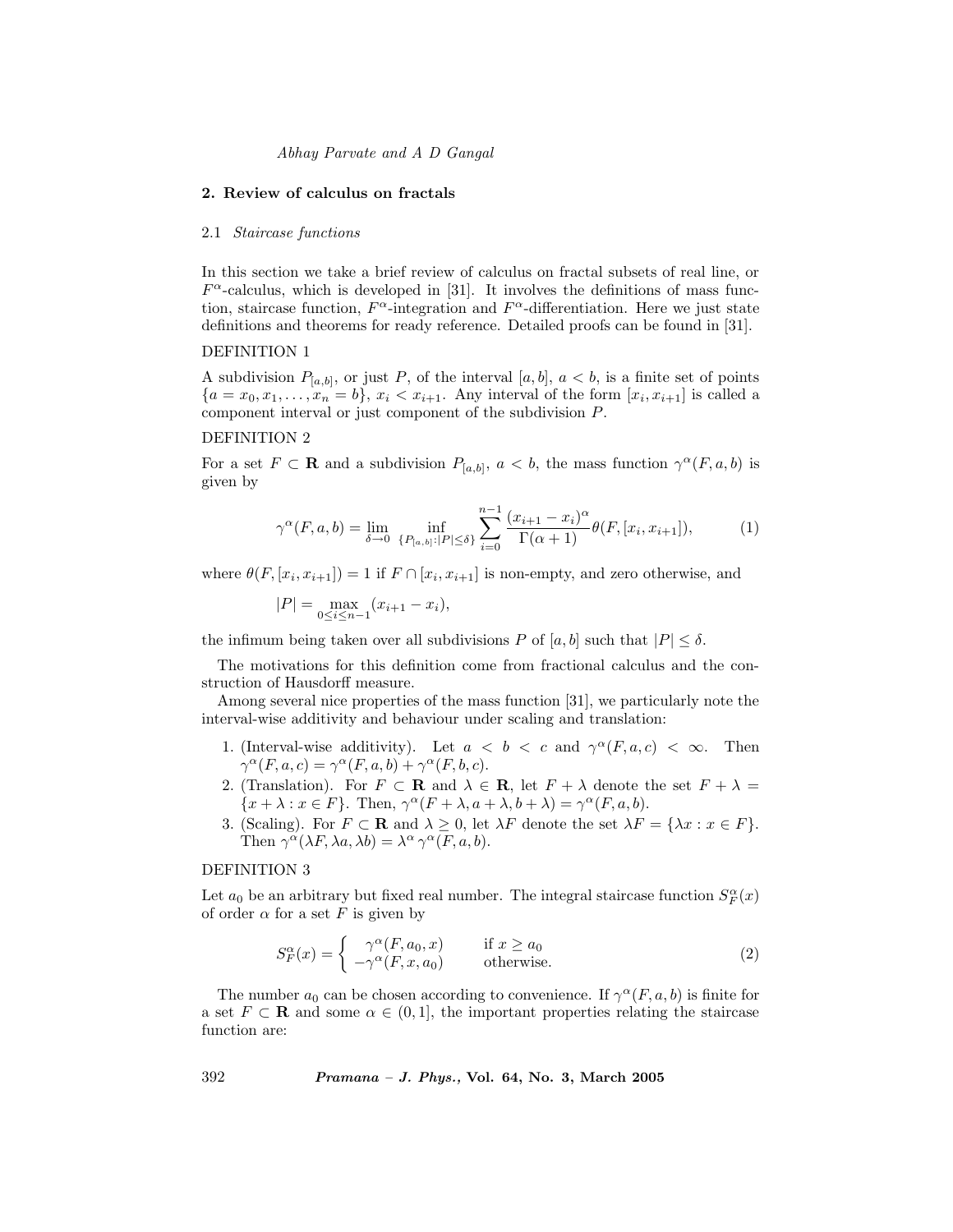## 2. Review of calculus on fractals

### 2.1 *Staircase functions*

In this section we take a brief review of calculus on fractal subsets of real line, or $F^\alpha$-calculus, which is developed in [31]. It involves the definitions of mass function, staircase function, $F^\alpha$-integration and $F^\alpha$-differentiation. Here we just state definitions and theorems for ready reference. Detailed proofs can be found in [31].

DEFINITION 1

A subdivision $P_{[a,b]}$, or just $P$, of the interval $[a, b]$, $a < b$, is a finite set of points $\{a = x_0, x_1, \ldots, x_n = b\}$, $x_i < x_{i+1}$. Any interval of the form $[x_i, x_{i+1}]$ is called a component interval or just component of the subdivision $P$.

DEFINITION 2

For a set $F \subset \mathbf{R}$ and a subdivision $P_{[a,b]}$, $a < b$, the mass function $\gamma^\alpha(F, a, b)$ is given by

$$\gamma^\alpha(F, a, b) = \lim_{\delta \to 0} \inf_{\{P_{[a,b]}:|P| \leq \delta\}} \sum_{i=0}^{n-1} \frac{(x_{i+1} - x_i)^\alpha}{\Gamma(\alpha + 1)} \theta(F, [x_i, x_{i+1}]), \tag{1}$$

where $\theta(F, [x_i, x_{i+1}]) = 1$ if $F \cap [x_i, x_{i+1}]$ is non-empty, and zero otherwise, and

$$|P| = \max_{0 \leq i \leq n-1} (x_{i+1} - x_i),$$

the infimum being taken over all subdivisions $P$ of $[a, b]$ such that $|P| \leq \delta$.

The motivations for this definition come from fractional calculus and the construction of Hausdorff measure.

Among several nice properties of the mass function [31], we particularly note the interval-wise additivity and behaviour under scaling and translation:

1. (Interval-wise additivity). Let $a < b < c$ and $\gamma^\alpha(F, a, c) < \infty$. Then $\gamma^\alpha(F, a, c) = \gamma^\alpha(F, a, b) + \gamma^\alpha(F, b, c)$.
2. (Translation). For $F \subset \mathbf{R}$ and $\lambda \in \mathbf{R}$, let $F + \lambda$ denote the set $F + \lambda = \{x + \lambda : x \in F\}$. Then, $\gamma^\alpha(F + \lambda, a + \lambda, b + \lambda) = \gamma^\alpha(F, a, b)$.
3. (Scaling). For $F \subset \mathbf{R}$ and $\lambda \geq 0$, let $\lambda F$ denote the set $\lambda F = \{\lambda x : x \in F\}$. Then $\gamma^\alpha(\lambda F, \lambda a, \lambda b) = \lambda^\alpha \gamma^\alpha(F, a, b)$.

DEFINITION 3

Let $a_0$ be an arbitrary but fixed real number. The integral staircase function $S_F^\alpha(x)$ of order $\alpha$ for a set $F$ is given by

$$S_F^\alpha(x) = \begin{cases} \gamma^\alpha(F, a_0, x) & \text{if } x \geq a_0 \\ -\gamma^\alpha(F, x, a_0) & \text{otherwise.} \end{cases} \tag{2}$$

The number $a_0$ can be chosen according to convenience. If $\gamma^\alpha(F, a, b)$ is finite for a set $F \subset \mathbf{R}$ and some $\alpha \in (0, 1]$, the important properties relating the staircase function are: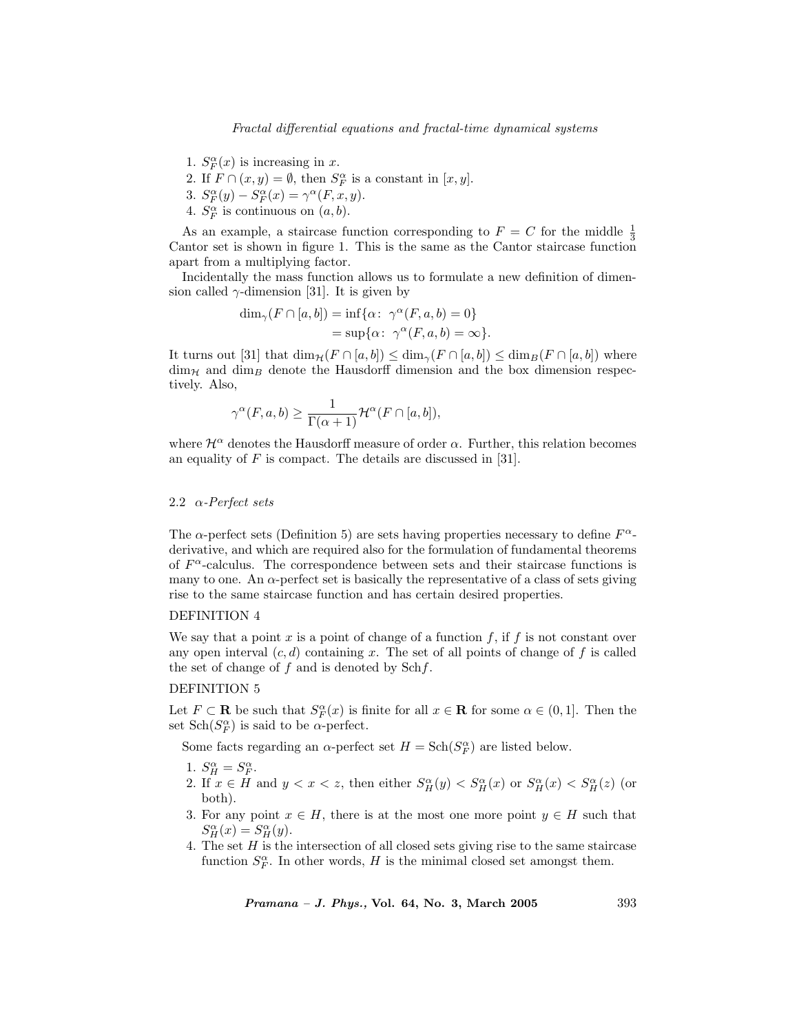1. $S_F^\alpha(x)$ is increasing in $x$.
2. If $F \cap (x, y) = \emptyset$, then $S_F^\alpha$ is a constant in $[x, y]$.
3. $S_F^\alpha(y) - S_F^\alpha(x) = \gamma^\alpha(F, x, y)$.
4. $S_F^\alpha$ is continuous on $(a, b)$.

As an example, a staircase function corresponding to $F = C$ for the middle $\frac{1}{3}$ Cantor set is shown in figure 1. This is the same as the Cantor staircase function apart from a multiplying factor.

Incidentally the mass function allows us to formulate a new definition of dimension called $\gamma$-dimension [31]. It is given by

$$
\begin{aligned}
\dim_\gamma(F \cap [a, b]) &= \inf\{\alpha\colon\ \gamma^\alpha(F, a, b) = 0\} \\
&= \sup\{\alpha\colon\ \gamma^\alpha(F, a, b) = \infty\}.
\end{aligned}
$$

It turns out [31] that $\dim_{\mathcal{H}}(F \cap [a, b]) \leq \dim_\gamma(F \cap [a, b]) \leq \dim_B(F \cap [a, b])$ where $\dim_{\mathcal{H}}$ and $\dim_B$ denote the Hausdorff dimension and the box dimension respectively. Also,

$$
\gamma^\alpha(F, a, b) \geq \frac{1}{\Gamma(\alpha + 1)} \mathcal{H}^\alpha(F \cap [a, b]),
$$

where $\mathcal{H}^\alpha$ denotes the Hausdorff measure of order $\alpha$. Further, this relation becomes an equality of $F$ is compact. The details are discussed in [31].

### 2.2 *$\alpha$-Perfect sets*

The $\alpha$-perfect sets (Definition 5) are sets having properties necessary to define $F^\alpha$-derivative, and which are required also for the formulation of fundamental theorems of $F^\alpha$-calculus. The correspondence between sets and their staircase functions is many to one. An $\alpha$-perfect set is basically the representative of a class of sets giving rise to the same staircase function and has certain desired properties.

DEFINITION 4

We say that a point $x$ is a point of change of a function $f$, if $f$ is not constant over any open interval $(c, d)$ containing $x$. The set of all points of change of $f$ is called the set of change of $f$ and is denoted by $\mathrm{Sch} f$.

DEFINITION 5

Let $F \subset \mathbf{R}$ be such that $S_F^\alpha(x)$ is finite for all $x \in \mathbf{R}$ for some $\alpha \in (0, 1]$. Then the set $\mathrm{Sch}(S_F^\alpha)$ is said to be $\alpha$-perfect.

Some facts regarding an $\alpha$-perfect set $H = \mathrm{Sch}(S_F^\alpha)$ are listed below.

1. $S_H^\alpha = S_F^\alpha$.
2. If $x \in H$ and $y < x < z$, then either $S_H^\alpha(y) < S_H^\alpha(x)$ or $S_H^\alpha(x) < S_H^\alpha(z)$ (or both).
3. For any point $x \in H$, there is at the most one more point $y \in H$ such that $S_H^\alpha(x) = S_H^\alpha(y)$.
4. The set $H$ is the intersection of all closed sets giving rise to the same staircase function $S_F^\alpha$. In other words, $H$ is the minimal closed set amongst them.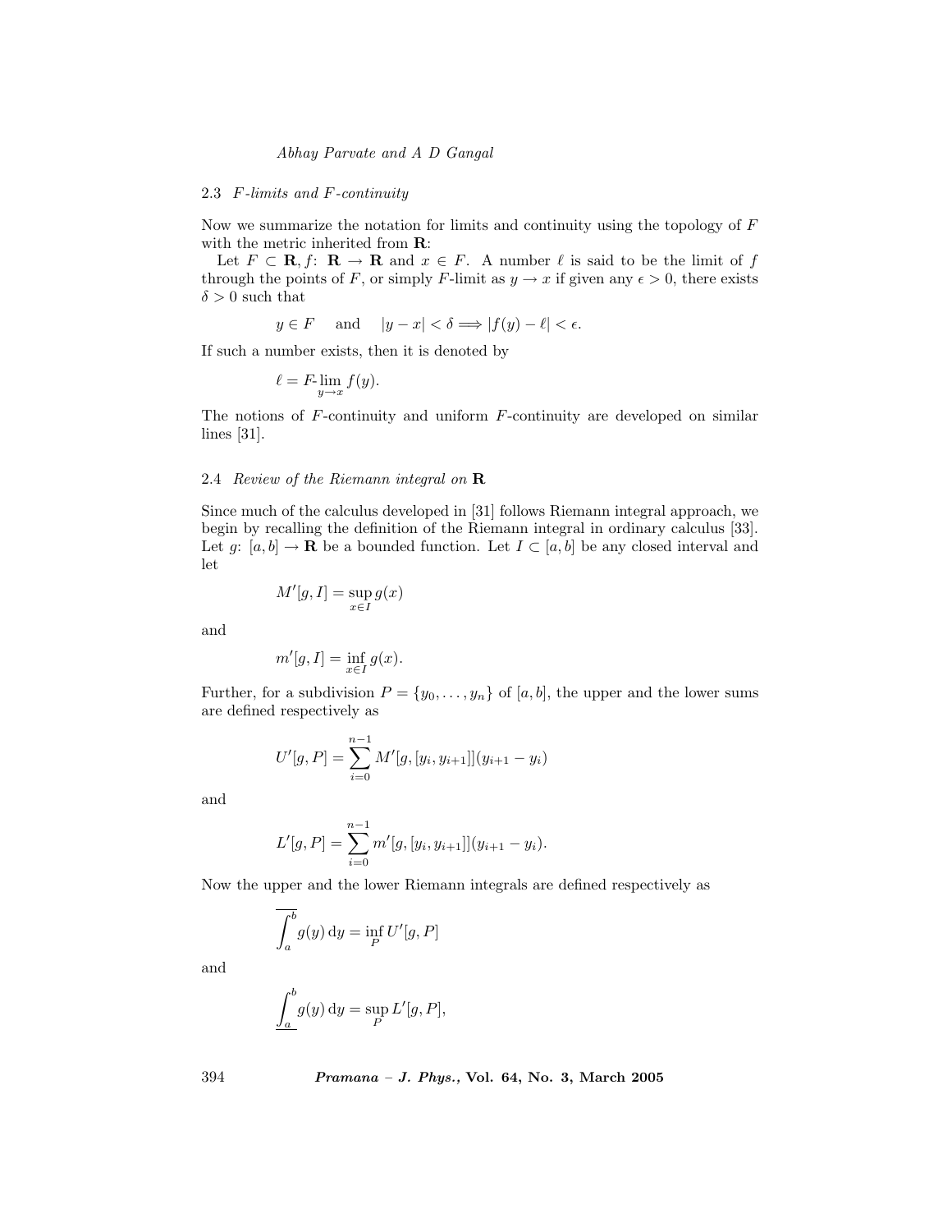### 2.3 *F-limits and F-continuity*

Now we summarize the notation for limits and continuity using the topology of $F$ with the metric inherited from $\mathbf{R}$:

Let $F \subset \mathbf{R}, f\colon \mathbf{R} \to \mathbf{R}$ and $x \in F$. A number $\ell$ is said to be the limit of $f$ through the points of $F$, or simply $F$-limit as $y \to x$ if given any $\epsilon > 0$, there exists $\delta > 0$ such that

$$y \in F \quad \text{and} \quad |y - x| < \delta \Longrightarrow |f(y) - \ell| < \epsilon.$$

If such a number exists, then it is denoted by

$$\ell = F\text{-}\lim_{y \to x} f(y).$$

The notions of $F$-continuity and uniform $F$-continuity are developed on similar lines [31].

### 2.4 *Review of the Riemann integral on* $\mathbf{R}$

Since much of the calculus developed in [31] follows Riemann integral approach, we begin by recalling the definition of the Riemann integral in ordinary calculus [33]. Let $g\colon [a, b] \to \mathbf{R}$ be a bounded function. Let $I \subset [a, b]$ be any closed interval and let

$$M'[g, I] = \sup_{x \in I} g(x)$$

and

$$m'[g, I] = \inf_{x \in I} g(x).$$

Further, for a subdivision $P = \{y_0, \ldots, y_n\}$ of $[a, b]$, the upper and the lower sums are defined respectively as

$$U'[g, P] = \sum_{i=0}^{n-1} M'[g, [y_i, y_{i+1}]](y_{i+1} - y_i)$$

and

$$L'[g, P] = \sum_{i=0}^{n-1} m'[g, [y_i, y_{i+1}]](y_{i+1} - y_i).$$

Now the upper and the lower Riemann integrals are defined respectively as

$$\overline{\int_a^b} g(y)\, \mathrm{d}y = \inf_P U'[g, P]$$

and

$$\underline{\int_a^b} g(y)\, \mathrm{d}y = \sup_P L'[g, P],$$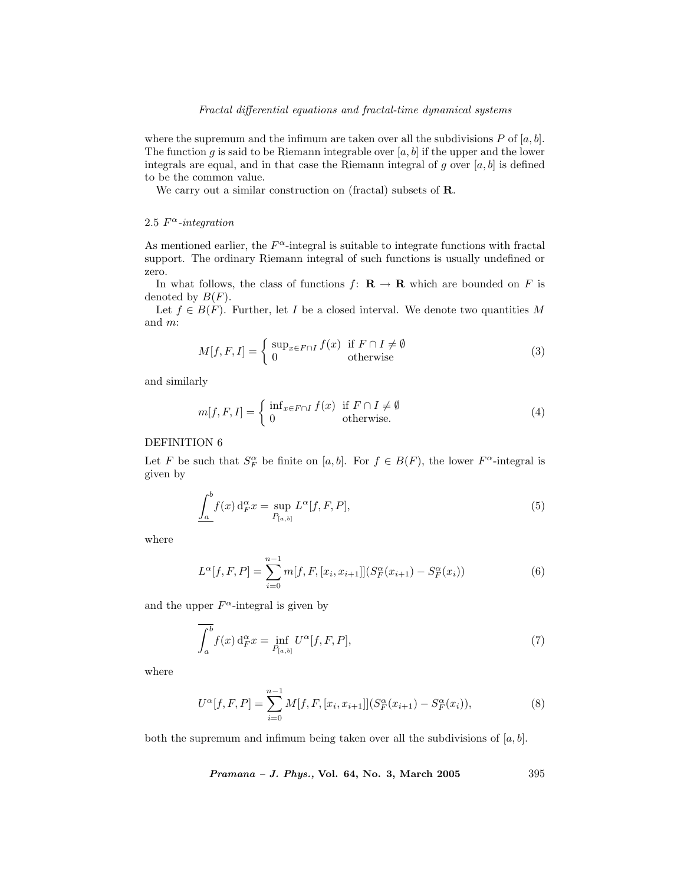where the supremum and the infimum are taken over all the subdivisions $P$ of $[a, b]$. The function $g$ is said to be Riemann integrable over $[a, b]$ if the upper and the lower integrals are equal, and in that case the Riemann integral of $g$ over $[a, b]$ is defined to be the common value.

We carry out a similar construction on (fractal) subsets of $\mathbf{R}$.

### 2.5 $F^\alpha$*-integration*

As mentioned earlier, the $F^\alpha$-integral is suitable to integrate functions with fractal support. The ordinary Riemann integral of such functions is usually undefined or zero.

In what follows, the class of functions $f\colon\ \mathbf{R} \to \mathbf{R}$ which are bounded on $F$ is denoted by $B(F)$.

Let $f \in B(F)$. Further, let $I$ be a closed interval. We denote two quantities $M$ and $m$:

$$M[f, F, I] = \begin{cases} \sup_{x \in F \cap I} f(x) & \text{if } F \cap I \neq \emptyset \\ 0 & \text{otherwise} \end{cases} \tag{3}$$

and similarly

$$m[f, F, I] = \begin{cases} \inf_{x \in F \cap I} f(x) & \text{if } F \cap I \neq \emptyset \\ 0 & \text{otherwise.} \end{cases} \tag{4}$$

DEFINITION 6

Let $F$ be such that $S_F^\alpha$ be finite on $[a, b]$. For $f \in B(F)$, the lower $F^\alpha$-integral is given by

$$\underline{\int_a^b} f(x)\, \mathrm{d}_F^\alpha x = \sup_{P_{[a,b]}} L^\alpha[f, F, P], \tag{5}$$

where

$$L^\alpha[f, F, P] = \sum_{i=0}^{n-1} m[f, F, [x_i, x_{i+1}]](S_F^\alpha(x_{i+1}) - S_F^\alpha(x_i)) \tag{6}$$

and the upper $F^\alpha$-integral is given by

$$\overline{\int_a^b} f(x)\, \mathrm{d}_F^\alpha x = \inf_{P_{[a,b]}} U^\alpha[f, F, P], \tag{7}$$

where

$$U^\alpha[f, F, P] = \sum_{i=0}^{n-1} M[f, F, [x_i, x_{i+1}]](S_F^\alpha(x_{i+1}) - S_F^\alpha(x_i)), \tag{8}$$

both the supremum and infimum being taken over all the subdivisions of $[a, b]$.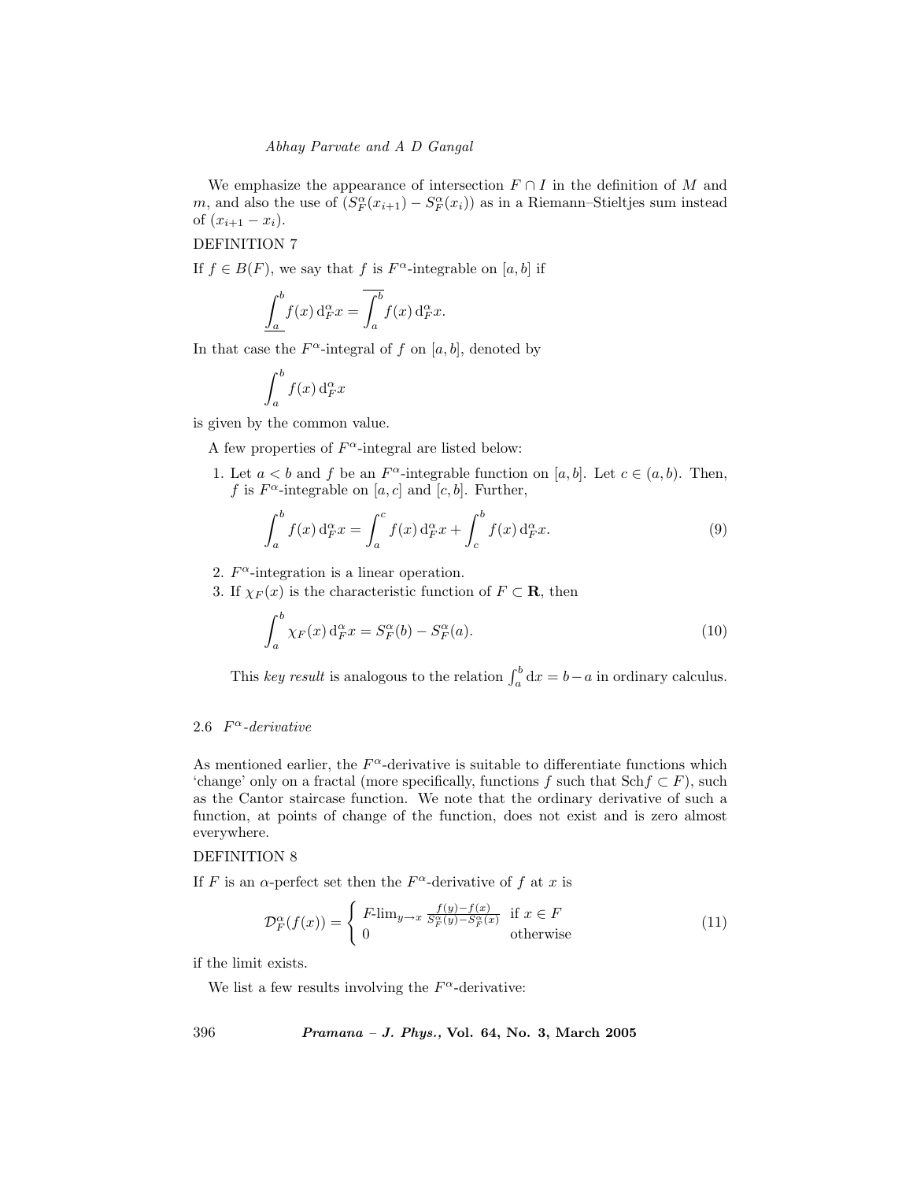We emphasize the appearance of intersection $F \cap I$ in the definition of $M$ and $m$, and also the use of $(S_F^\alpha(x_{i+1}) - S_F^\alpha(x_i))$ as in a Riemann–Stieltjes sum instead of $(x_{i+1} - x_i)$.

DEFINITION 7

If $f \in B(F)$, we say that $f$ is $F^\alpha$-integrable on $[a, b]$ if

$$\underline{\int_a^b} f(x)\, \mathrm{d}_F^\alpha x = \overline{\int_a^b} f(x)\, \mathrm{d}_F^\alpha x.$$

In that case the $F^\alpha$-integral of $f$ on $[a, b]$, denoted by

$$\int_a^b f(x)\, \mathrm{d}_F^\alpha x$$

is given by the common value.

A few properties of $F^\alpha$-integral are listed below:

1. Let $a < b$ and $f$ be an $F^\alpha$-integrable function on $[a, b]$. Let $c \in (a, b)$. Then, $f$ is $F^\alpha$-integrable on $[a, c]$ and $[c, b]$. Further,
$$\int_a^b f(x)\, \mathrm{d}_F^\alpha x = \int_a^c f(x)\, \mathrm{d}_F^\alpha x + \int_c^b f(x)\, \mathrm{d}_F^\alpha x. \tag{9}$$
2. $F^\alpha$-integration is a linear operation.
3. If $\chi_F(x)$ is the characteristic function of $F \subset \mathbf{R}$, then
$$\int_a^b \chi_F(x)\, \mathrm{d}_F^\alpha x = S_F^\alpha(b) - S_F^\alpha(a). \tag{10}$$

   This *key result* is analogous to the relation $\int_a^b \mathrm{d}x = b - a$ in ordinary calculus.

### 2.6 *$F^\alpha$-derivative*

As mentioned earlier, the $F^\alpha$-derivative is suitable to differentiate functions which 'change' only on a fractal (more specifically, functions $f$ such that $\mathrm{Sch} f \subset F$), such as the Cantor staircase function. We note that the ordinary derivative of such a function, at points of change of the function, does not exist and is zero almost everywhere.

DEFINITION 8

If $F$ is an $\alpha$-perfect set then the $F^\alpha$-derivative of $f$ at $x$ is

$$\mathcal{D}_F^\alpha(f(x)) = \begin{cases} F\text{-}\lim_{y \to x} \frac{f(y) - f(x)}{S_F^\alpha(y) - S_F^\alpha(x)} & \text{if } x \in F \\ 0 & \text{otherwise} \end{cases} \tag{11}$$

if the limit exists.

We list a few results involving the $F^\alpha$-derivative: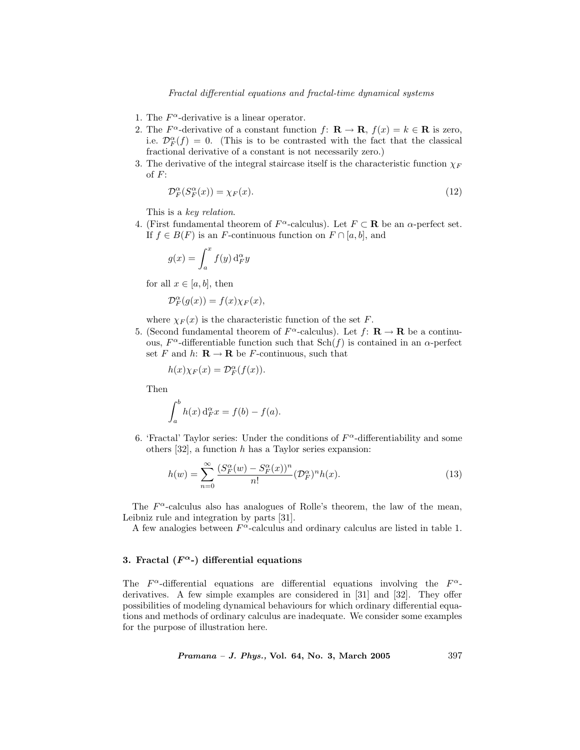1. The $F^\alpha$-derivative is a linear operator.
2. The $F^\alpha$-derivative of a constant function $f\colon \mathbf{R} \to \mathbf{R}$, $f(x) = k \in \mathbf{R}$ is zero, i.e. $\mathcal{D}_F^\alpha(f) = 0$. (This is to be contrasted with the fact that the classical fractional derivative of a constant is not necessarily zero.)
3. The derivative of the integral staircase itself is the characteristic function $\chi_F$ of $F$:

$$\mathcal{D}_F^\alpha(S_F^\alpha(x)) = \chi_F(x). \tag{12}$$

   This is a *key relation*.

4. (First fundamental theorem of $F^\alpha$-calculus). Let $F \subset \mathbf{R}$ be an $\alpha$-perfect set. If $f \in B(F)$ is an $F$-continuous function on $F \cap [a, b]$, and

$$g(x) = \int_a^x f(y)\,\mathrm{d}_F^\alpha y$$

   for all $x \in [a, b]$, then

$$\mathcal{D}_F^\alpha(g(x)) = f(x)\chi_F(x),$$

   where $\chi_F(x)$ is the characteristic function of the set $F$.

5. (Second fundamental theorem of $F^\alpha$-calculus). Let $f\colon \mathbf{R} \to \mathbf{R}$ be a continuous, $F^\alpha$-differentiable function such that $\mathrm{Sch}(f)$ is contained in an $\alpha$-perfect set $F$ and $h\colon \mathbf{R} \to \mathbf{R}$ be $F$-continuous, such that

$$h(x)\chi_F(x) = \mathcal{D}_F^\alpha(f(x)).$$

   Then

$$\int_a^b h(x)\,\mathrm{d}_F^\alpha x = f(b) - f(a).$$

6. 'Fractal' Taylor series: Under the conditions of $F^\alpha$-differentiability and some others [32], a function $h$ has a Taylor series expansion:

$$h(w) = \sum_{n=0}^{\infty} \frac{(S_F^\alpha(w) - S_F^\alpha(x))^n}{n!} (\mathcal{D}_F^\alpha)^n h(x). \tag{13}$$

The $F^\alpha$-calculus also has analogues of Rolle's theorem, the law of the mean, Leibniz rule and integration by parts [31].

A few analogies between $F^\alpha$-calculus and ordinary calculus are listed in table 1.

## 3. Fractal ($F^\alpha$-) differential equations

The $F^\alpha$-differential equations are differential equations involving the $F^\alpha$-derivatives. A few simple examples are considered in [31] and [32]. They offer possibilities of modeling dynamical behaviours for which ordinary differential equations and methods of ordinary calculus are inadequate. We consider some examples for the purpose of illustration here.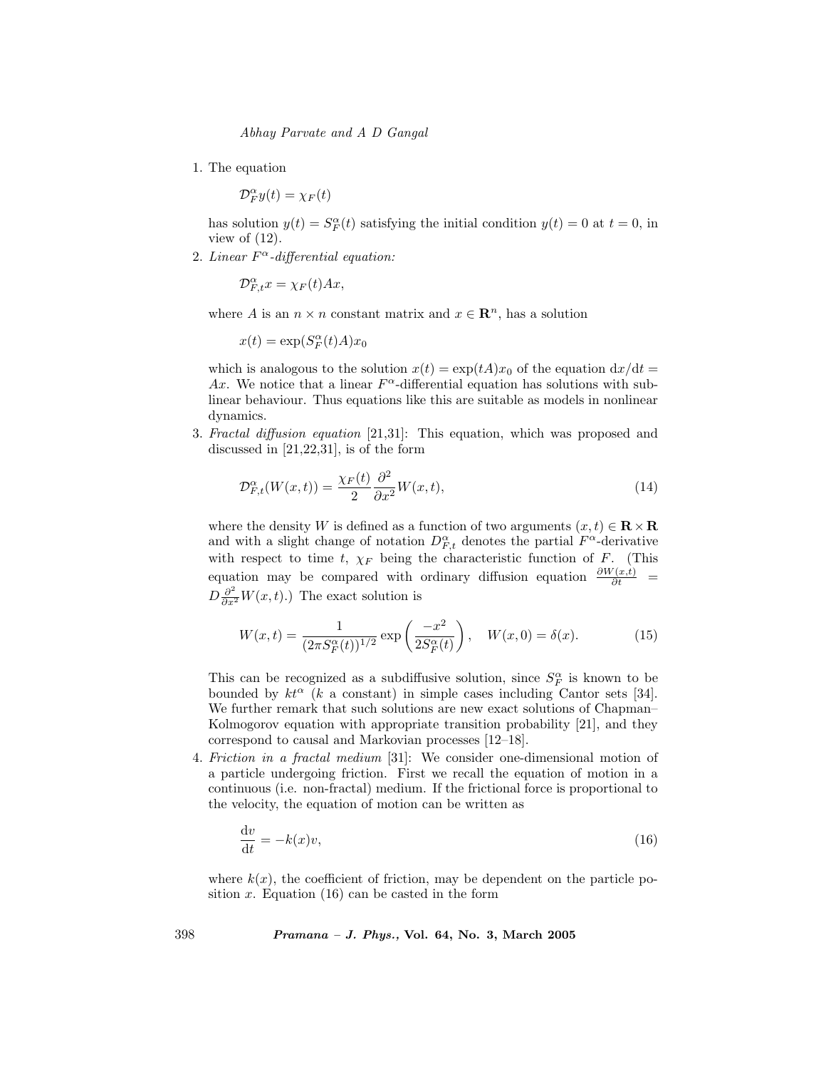1. The equation

   $$\mathcal{D}_F^\alpha y(t) = \chi_F(t)$$

   has solution $y(t) = S_F^\alpha(t)$ satisfying the initial condition $y(t) = 0$ at $t = 0$, in view of (12).

2. *Linear $F^\alpha$-differential equation:*

   $$\mathcal{D}_{F,t}^\alpha x = \chi_F(t) A x,$$

   where $A$ is an $n \times n$ constant matrix and $x \in \mathbf{R}^n$, has a solution

   $$x(t) = \exp(S_F^\alpha(t) A) x_0$$

   which is analogous to the solution $x(t) = \exp(tA) x_0$ of the equation $\mathrm{d}x/\mathrm{d}t = Ax$. We notice that a linear $F^\alpha$-differential equation has solutions with sublinear behaviour. Thus equations like this are suitable as models in nonlinear dynamics.

3. *Fractal diffusion equation* [21,31]: This equation, which was proposed and discussed in [21,22,31], is of the form

   $$\mathcal{D}_{F,t}^\alpha (W(x,t)) = \frac{\chi_F(t)}{2} \frac{\partial^2}{\partial x^2} W(x,t), \tag{14}$$

   where the density $W$ is defined as a function of two arguments $(x,t) \in \mathbf{R} \times \mathbf{R}$ and with a slight change of notation $D_{F,t}^\alpha$ denotes the partial $F^\alpha$-derivative with respect to time $t$, $\chi_F$ being the characteristic function of $F$. (This equation may be compared with ordinary diffusion equation $\frac{\partial W(x,t)}{\partial t} = D \frac{\partial^2}{\partial x^2} W(x,t)$.) The exact solution is

   $$W(x,t) = \frac{1}{(2\pi S_F^\alpha(t))^{1/2}} \exp\left(\frac{-x^2}{2 S_F^\alpha(t)}\right), \quad W(x,0) = \delta(x). \tag{15}$$

   This can be recognized as a subdiffusive solution, since $S_F^\alpha$ is known to be bounded by $kt^\alpha$ ($k$ a constant) in simple cases including Cantor sets [34]. We further remark that such solutions are new exact solutions of Chapman–Kolmogorov equation with appropriate transition probability [21], and they correspond to causal and Markovian processes [12–18].

4. *Friction in a fractal medium* [31]: We consider one-dimensional motion of a particle undergoing friction. First we recall the equation of motion in a continuous (i.e. non-fractal) medium. If the frictional force is proportional to the velocity, the equation of motion can be written as

   $$\frac{\mathrm{d}v}{\mathrm{d}t} = -k(x) v, \tag{16}$$

   where $k(x)$, the coefficient of friction, may be dependent on the particle position $x$. Equation (16) can be casted in the form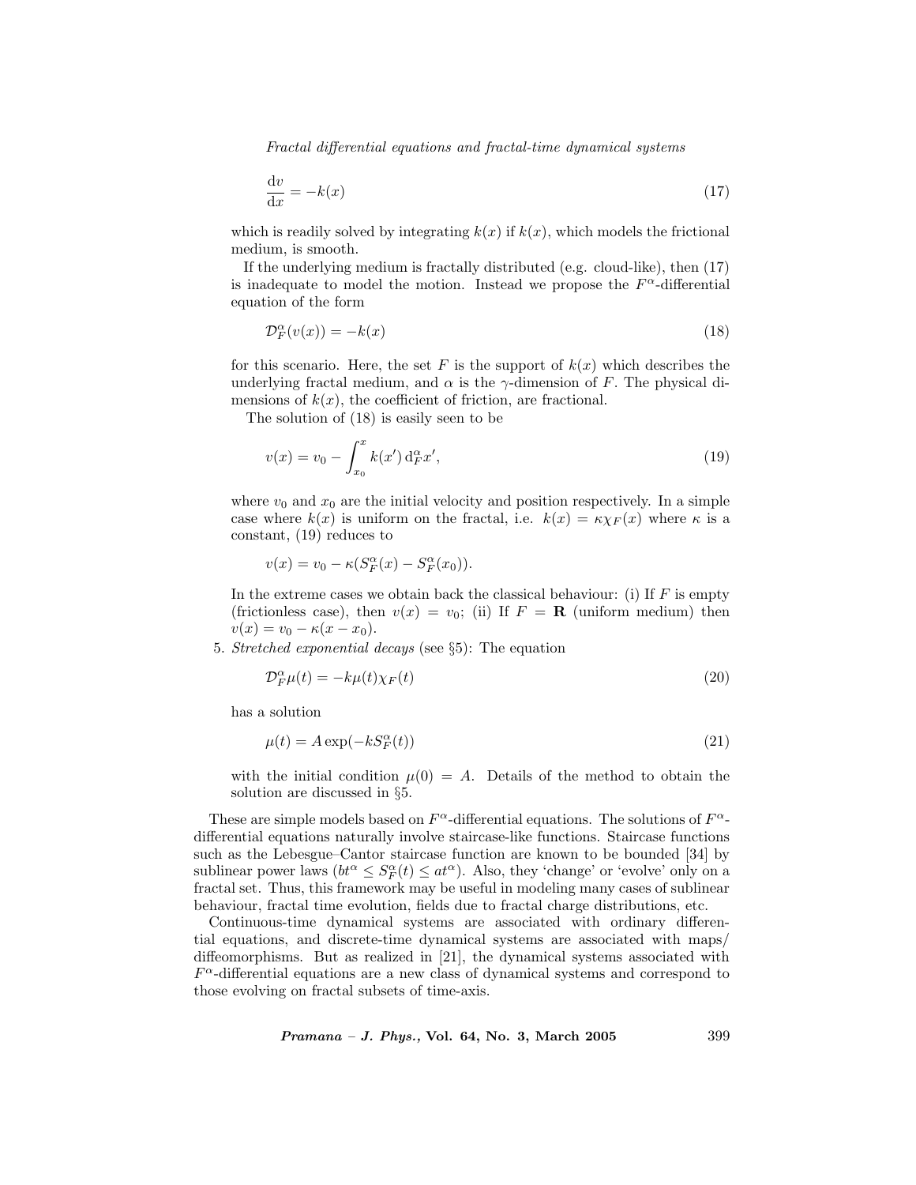$$\frac{\mathrm{d}v}{\mathrm{d}x} = -k(x) \tag{17}$$

which is readily solved by integrating $k(x)$ if $k(x)$, which models the frictional medium, is smooth.

If the underlying medium is fractally distributed (e.g. cloud-like), then (17) is inadequate to model the motion. Instead we propose the $F^\alpha$-differential equation of the form

$$\mathcal{D}_F^\alpha(v(x)) = -k(x) \tag{18}$$

for this scenario. Here, the set $F$ is the support of $k(x)$ which describes the underlying fractal medium, and $\alpha$ is the $\gamma$-dimension of $F$. The physical dimensions of $k(x)$, the coefficient of friction, are fractional.

The solution of (18) is easily seen to be

$$v(x) = v_0 - \int_{x_0}^{x} k(x')\,\mathrm{d}_F^\alpha x', \tag{19}$$

where $v_0$ and $x_0$ are the initial velocity and position respectively. In a simple case where $k(x)$ is uniform on the fractal, i.e. $k(x) = \kappa\chi_F(x)$ where $\kappa$ is a constant, (19) reduces to

$$v(x) = v_0 - \kappa(S_F^\alpha(x) - S_F^\alpha(x_0)).$$

In the extreme cases we obtain back the classical behaviour: (i) If $F$ is empty (frictionless case), then $v(x) = v_0$; (ii) If $F = \mathbf{R}$ (uniform medium) then $v(x) = v_0 - \kappa(x - x_0)$.

5. *Stretched exponential decays* (see §5): The equation

$$\mathcal{D}_F^\alpha \mu(t) = -k\mu(t)\chi_F(t) \tag{20}$$

has a solution

$$\mu(t) = A\exp(-kS_F^\alpha(t)) \tag{21}$$

with the initial condition $\mu(0) = A$. Details of the method to obtain the solution are discussed in §5.

These are simple models based on $F^\alpha$-differential equations. The solutions of $F^\alpha$-differential equations naturally involve staircase-like functions. Staircase functions such as the Lebesgue–Cantor staircase function are known to be bounded [34] by sublinear power laws ($bt^\alpha \leq S_F^\alpha(t) \leq at^\alpha$). Also, they 'change' or 'evolve' only on a fractal set. Thus, this framework may be useful in modeling many cases of sublinear behaviour, fractal time evolution, fields due to fractal charge distributions, etc.

Continuous-time dynamical systems are associated with ordinary differential equations, and discrete-time dynamical systems are associated with maps/diffeomorphisms. But as realized in [21], the dynamical systems associated with $F^\alpha$-differential equations are a new class of dynamical systems and correspond to those evolving on fractal subsets of time-axis.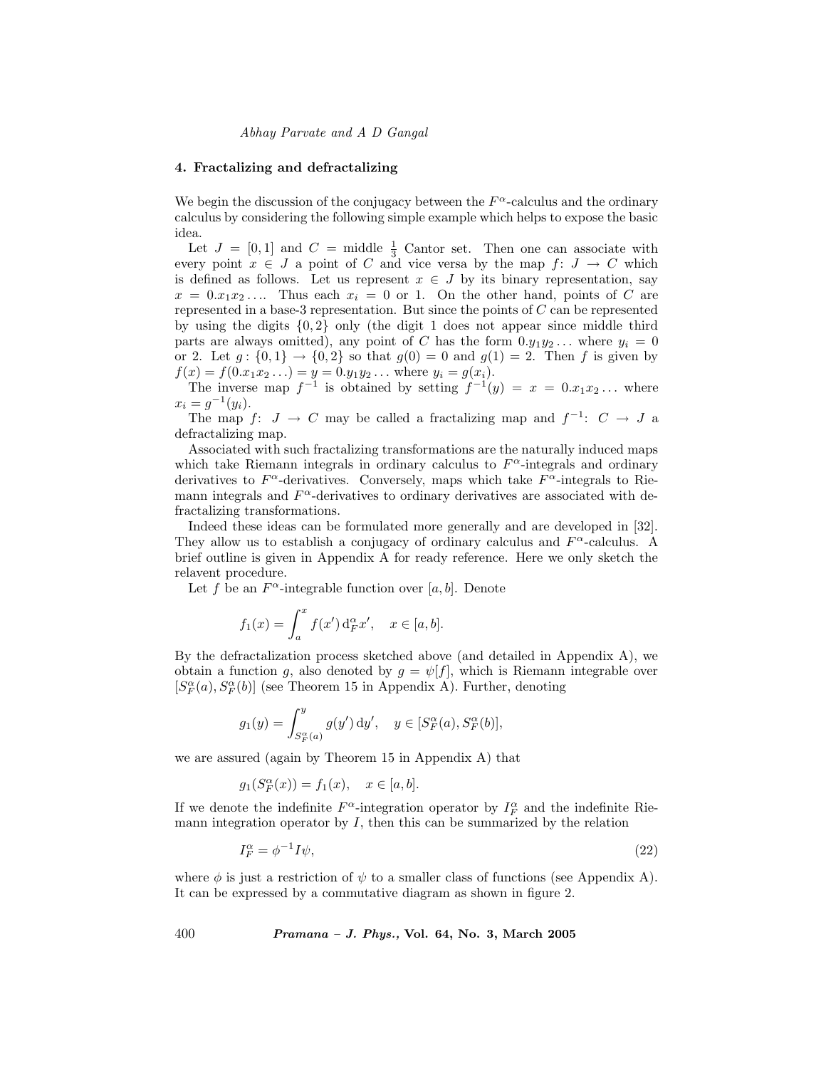## 4. Fractalizing and defractalizing

We begin the discussion of the conjugacy between the $F^\alpha$-calculus and the ordinary calculus by considering the following simple example which helps to expose the basic idea.

Let $J = [0,1]$ and $C$ = middle $\frac{1}{3}$ Cantor set. Then one can associate with every point $x \in J$ a point of $C$ and vice versa by the map $f\colon J \to C$ which is defined as follows. Let us represent $x \in J$ by its binary representation, say $x = 0.x_1x_2\ldots$. Thus each $x_i = 0$ or 1. On the other hand, points of $C$ are represented in a base-3 representation. But since the points of $C$ can be represented by using the digits $\{0,2\}$ only (the digit 1 does not appear since middle third parts are always omitted), any point of $C$ has the form $0.y_1y_2\ldots$ where $y_i = 0$ or 2. Let $g\colon \{0,1\} \to \{0,2\}$ so that $g(0) = 0$ and $g(1) = 2$. Then $f$ is given by $f(x) = f(0.x_1x_2\ldots) = y = 0.y_1y_2\ldots$ where $y_i = g(x_i)$.

The inverse map $f^{-1}$ is obtained by setting $f^{-1}(y) = x = 0.x_1x_2\ldots$ where $x_i = g^{-1}(y_i)$.

The map $f\colon J \to C$ may be called a fractalizing map and $f^{-1}\colon C \to J$ a defractalizing map.

Associated with such fractalizing transformations are the naturally induced maps which take Riemann integrals in ordinary calculus to $F^\alpha$-integrals and ordinary derivatives to $F^\alpha$-derivatives. Conversely, maps which take $F^\alpha$-integrals to Riemann integrals and $F^\alpha$-derivatives to ordinary derivatives are associated with defractalizing transformations.

Indeed these ideas can be formulated more generally and are developed in [32]. They allow us to establish a conjugacy of ordinary calculus and $F^\alpha$-calculus. A brief outline is given in Appendix A for ready reference. Here we only sketch the relavent procedure.

Let $f$ be an $F^\alpha$-integrable function over $[a,b]$. Denote

$$f_1(x) = \int_a^x f(x')\,\mathrm{d}_F^\alpha x', \quad x \in [a,b].$$

By the defractalization process sketched above (and detailed in Appendix A), we obtain a function $g$, also denoted by $g = \psi[f]$, which is Riemann integrable over $[S_F^\alpha(a), S_F^\alpha(b)]$ (see Theorem 15 in Appendix A). Further, denoting

$$g_1(y) = \int_{S_F^\alpha(a)}^y g(y')\,\mathrm{d}y', \quad y \in [S_F^\alpha(a), S_F^\alpha(b)],$$

we are assured (again by Theorem 15 in Appendix A) that

$$g_1(S_F^\alpha(x)) = f_1(x), \quad x \in [a,b].$$

If we denote the indefinite $F^\alpha$-integration operator by $I_F^\alpha$ and the indefinite Riemann integration operator by $I$, then this can be summarized by the relation

$$I_F^\alpha = \phi^{-1} I \psi, \tag{22}$$

where $\phi$ is just a restriction of $\psi$ to a smaller class of functions (see Appendix A). It can be expressed by a commutative diagram as shown in figure 2.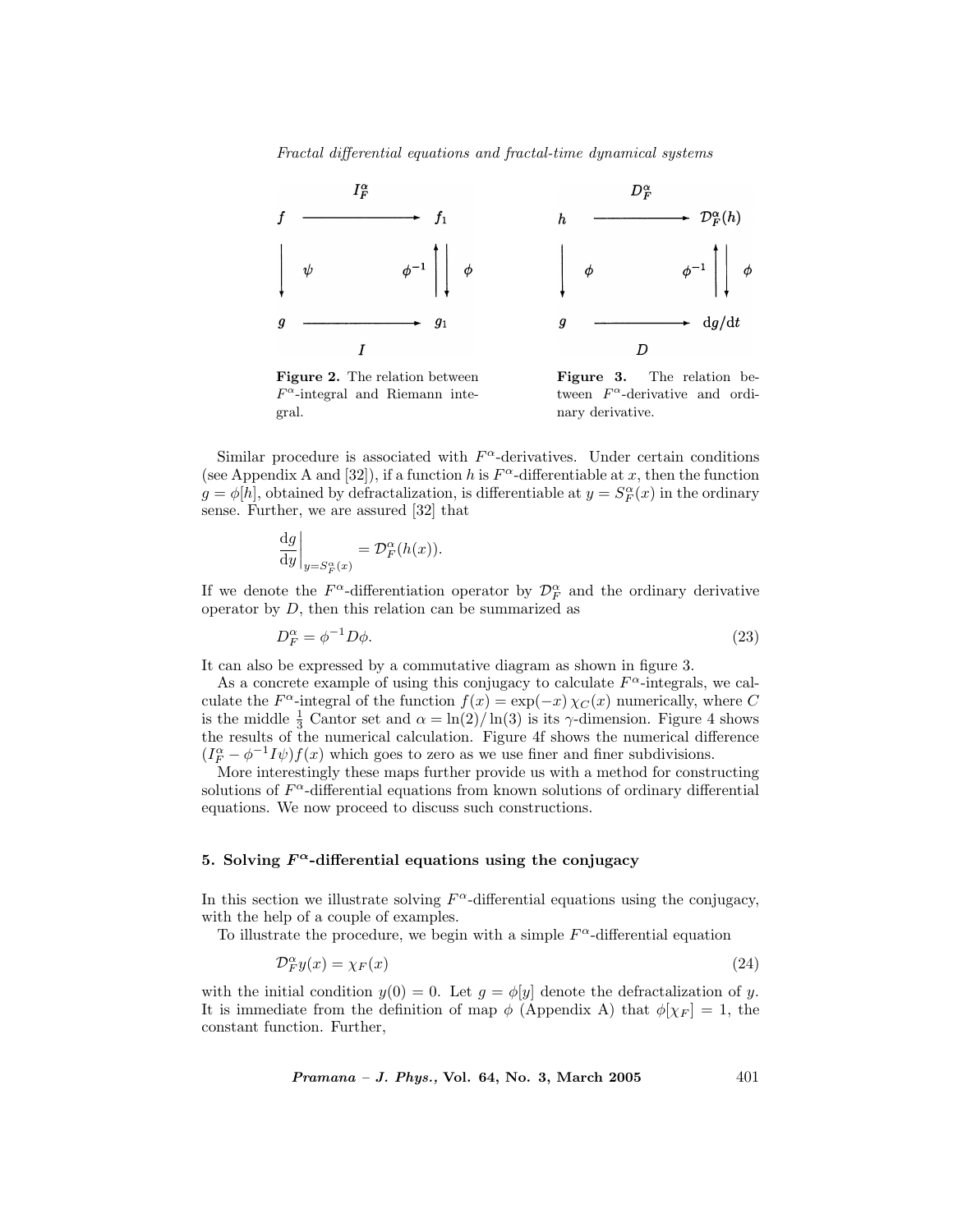Figure 2. The relation between $F^\alpha$-integral and Riemann integral.

Figure 3. The relation between $F^\alpha$-derivative and ordinary derivative.

Similar procedure is associated with $F^\alpha$-derivatives. Under certain conditions (see Appendix A and [32]), if a function $h$ is $F^\alpha$-differentiable at $x$, then the function $g = \phi[h]$, obtained by defractalization, is differentiable at $y = S_F^\alpha(x)$ in the ordinary sense. Further, we are assured [32] that

$$\left.\frac{\mathrm{d}g}{\mathrm{d}y}\right|_{y=S_F^\alpha(x)} = \mathcal{D}_F^\alpha(h(x)).$$

If we denote the $F^\alpha$-differentiation operator by $\mathcal{D}_F^\alpha$ and the ordinary derivative operator by $D$, then this relation can be summarized as

$$D_F^\alpha = \phi^{-1} D \phi. \tag{23}$$

It can also be expressed by a commutative diagram as shown in figure 3.

As a concrete example of using this conjugacy to calculate $F^\alpha$-integrals, we calculate the $F^\alpha$-integral of the function $f(x) = \exp(-x)\,\chi_C(x)$ numerically, where $C$ is the middle $\frac{1}{3}$ Cantor set and $\alpha = \ln(2)/\ln(3)$ is its $\gamma$-dimension. Figure 4 shows the results of the numerical calculation. Figure 4f shows the numerical difference $(I_F^\alpha - \phi^{-1} I \psi) f(x)$ which goes to zero as we use finer and finer subdivisions.

More interestingly these maps further provide us with a method for constructing solutions of $F^\alpha$-differential equations from known solutions of ordinary differential equations. We now proceed to discuss such constructions.

## 5. Solving $F^\alpha$-differential equations using the conjugacy

In this section we illustrate solving $F^\alpha$-differential equations using the conjugacy, with the help of a couple of examples.

To illustrate the procedure, we begin with a simple $F^\alpha$-differential equation

$$\mathcal{D}_F^\alpha y(x) = \chi_F(x) \tag{24}$$

with the initial condition $y(0) = 0$. Let $g = \phi[y]$ denote the defractalization of $y$. It is immediate from the definition of map $\phi$ (Appendix A) that $\phi[\chi_F] = 1$, the constant function. Further,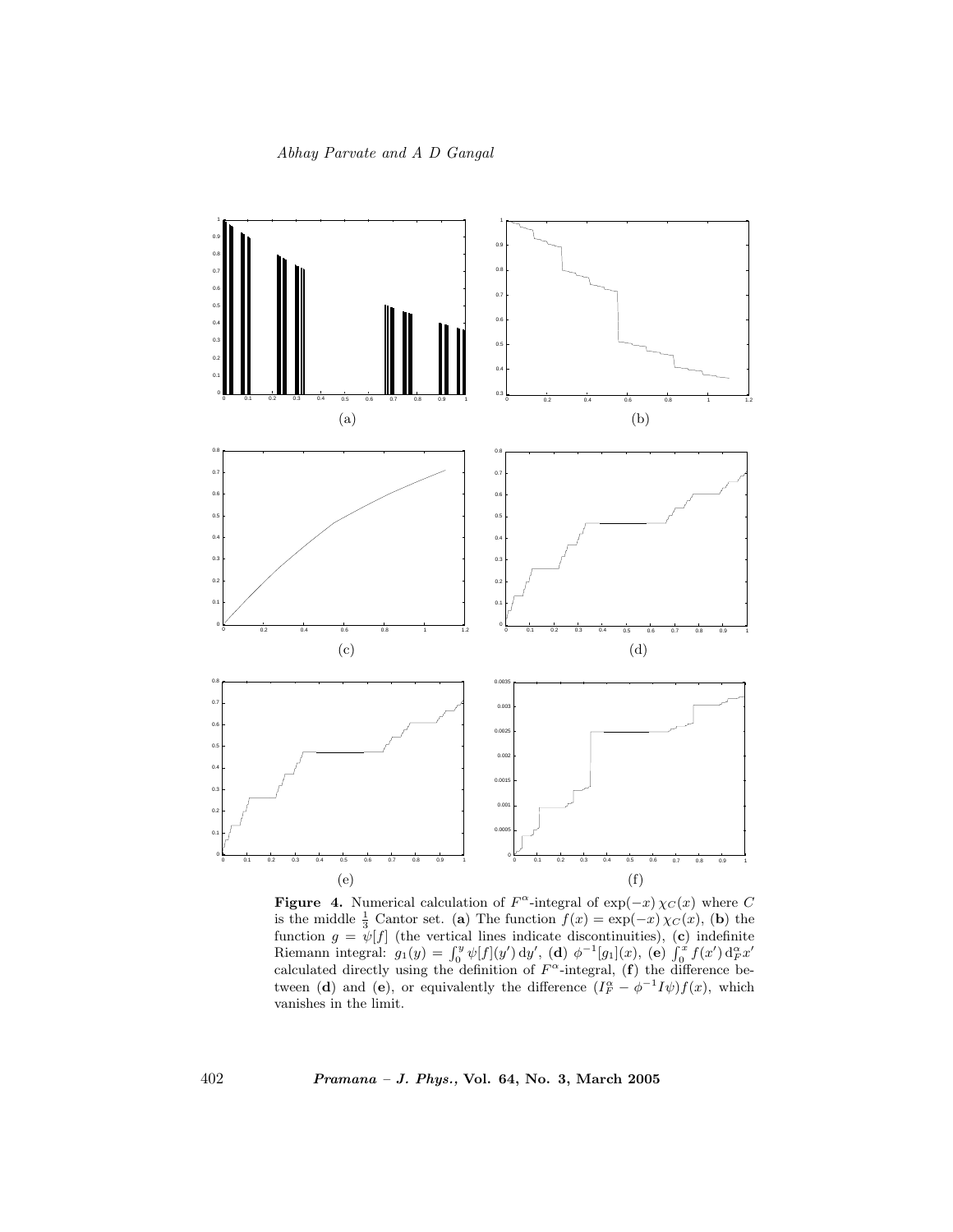(a)

(b)

(c)

(d)

(e)

(f)

**Figure 4.** Numerical calculation of $F^\alpha$-integral of $\exp(-x)\,\chi_C(x)$ where $C$ is the middle $\frac{1}{3}$ Cantor set. (**a**) The function $f(x) = \exp(-x)\,\chi_C(x)$, (**b**) the function $g = \psi[f]$ (the vertical lines indicate discontinuities), (**c**) indefinite Riemann integral: $g_1(y) = \int_0^y \psi[f](y')\,\mathrm{d}y'$, (**d**) $\phi^{-1}[g_1](x)$, (**e**) $\int_0^x f(x')\,\mathrm{d}_F^\alpha x'$ calculated directly using the definition of $F^\alpha$-integral, (**f**) the difference between (**d**) and (**e**), or equivalently the difference $(I_F^\alpha - \phi^{-1} I\psi)f(x)$, which vanishes in the limit.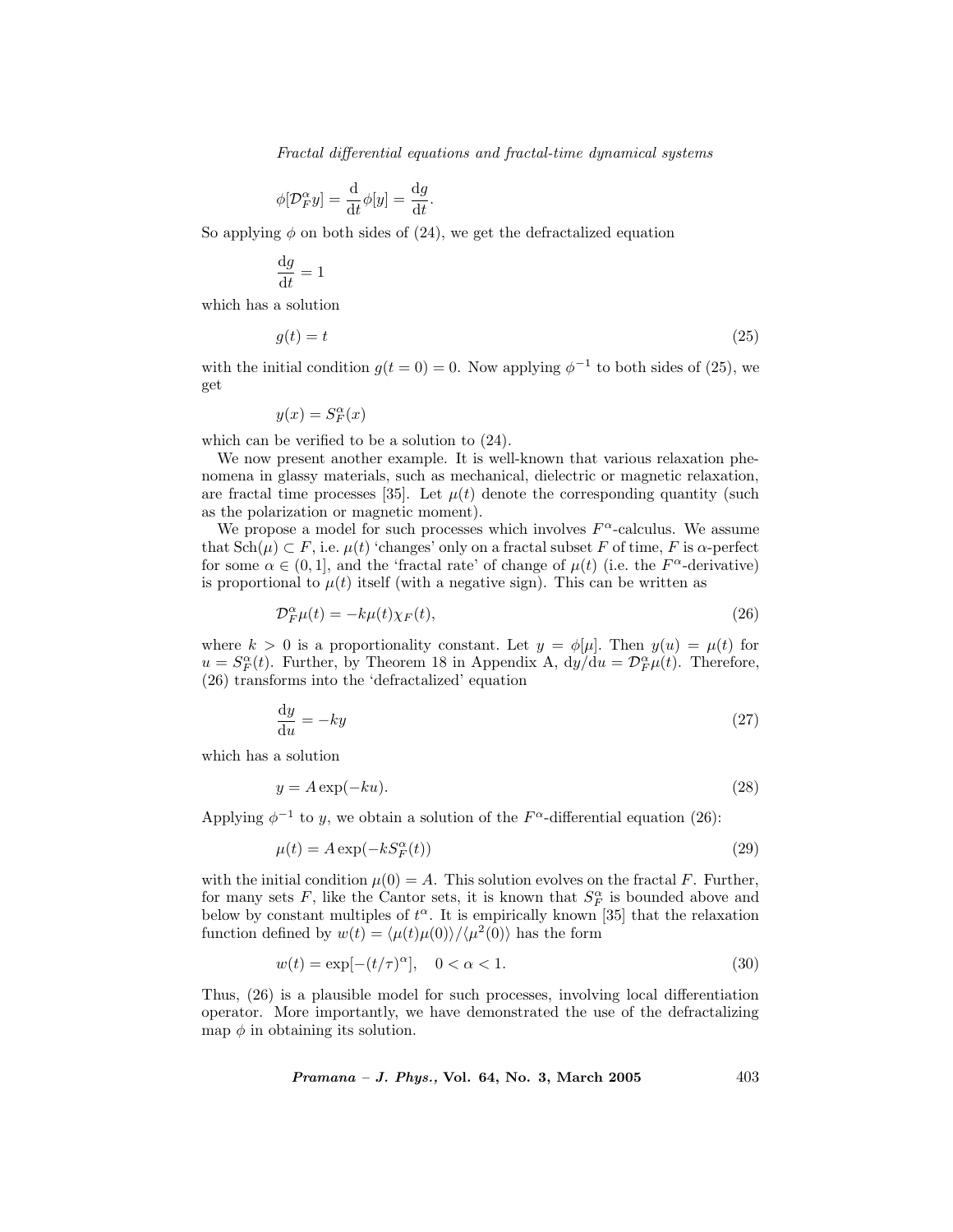$$\phi[\mathcal{D}_F^\alpha y] = \frac{\mathrm{d}}{\mathrm{d}t}\phi[y] = \frac{\mathrm{d}g}{\mathrm{d}t}.$$

So applying $\phi$ on both sides of (24), we get the defractalized equation

$$\frac{\mathrm{d}g}{\mathrm{d}t} = 1$$

which has a solution

$$g(t) = t \tag{25}$$

with the initial condition $g(t = 0) = 0$. Now applying $\phi^{-1}$ to both sides of (25), we get

$$y(x) = S_F^\alpha(x)$$

which can be verified to be a solution to (24).

We now present another example. It is well-known that various relaxation phenomena in glassy materials, such as mechanical, dielectric or magnetic relaxation, are fractal time processes [35]. Let $\mu(t)$ denote the corresponding quantity (such as the polarization or magnetic moment).

We propose a model for such processes which involves $F^\alpha$-calculus. We assume that $\mathrm{Sch}(\mu) \subset F$, i.e. $\mu(t)$ 'changes' only on a fractal subset $F$ of time, $F$ is $\alpha$-perfect for some $\alpha \in (0, 1]$, and the 'fractal rate' of change of $\mu(t)$ (i.e. the $F^\alpha$-derivative) is proportional to $\mu(t)$ itself (with a negative sign). This can be written as

$$\mathcal{D}_F^\alpha \mu(t) = -k\mu(t)\chi_F(t), \tag{26}$$

where $k > 0$ is a proportionality constant. Let $y = \phi[\mu]$. Then $y(u) = \mu(t)$ for $u = S_F^\alpha(t)$. Further, by Theorem 18 in Appendix A, $\mathrm{d}y/\mathrm{d}u = \mathcal{D}_F^\alpha \mu(t)$. Therefore, (26) transforms into the 'defractalized' equation

$$\frac{\mathrm{d}y}{\mathrm{d}u} = -ky \tag{27}$$

which has a solution

$$y = A\exp(-ku). \tag{28}$$

Applying $\phi^{-1}$ to $y$, we obtain a solution of the $F^\alpha$-differential equation (26):

$$\mu(t) = A\exp(-kS_F^\alpha(t)) \tag{29}$$

with the initial condition $\mu(0) = A$. This solution evolves on the fractal $F$. Further, for many sets $F$, like the Cantor sets, it is known that $S_F^\alpha$ is bounded above and below by constant multiples of $t^\alpha$. It is empirically known [35] that the relaxation function defined by $w(t) = \langle\mu(t)\mu(0)\rangle/\langle\mu^2(0)\rangle$ has the form

$$w(t) = \exp[-(t/\tau)^\alpha], \quad 0 < \alpha < 1. \tag{30}$$

Thus, (26) is a plausible model for such processes, involving local differentiation operator. More importantly, we have demonstrated the use of the defractalizing map $\phi$ in obtaining its solution.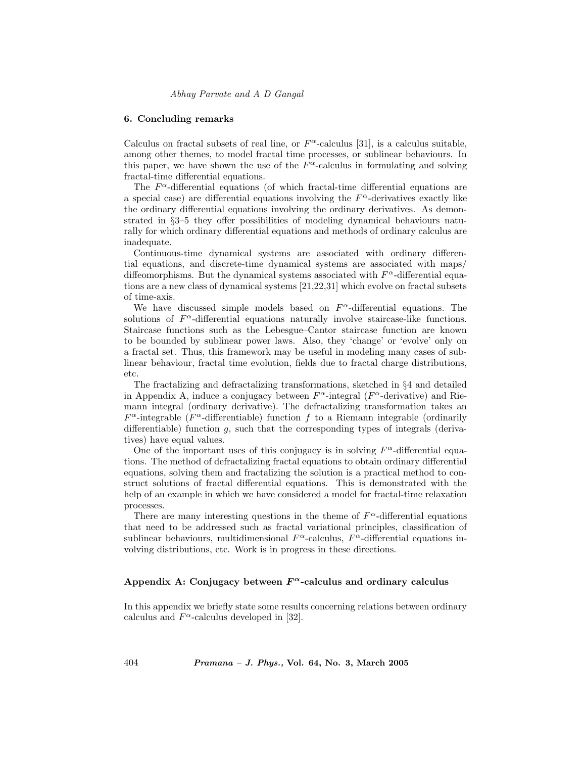## 6. Concluding remarks

Calculus on fractal subsets of real line, or $F^\alpha$-calculus [31], is a calculus suitable, among other themes, to model fractal time processes, or sublinear behaviours. In this paper, we have shown the use of the $F^\alpha$-calculus in formulating and solving fractal-time differential equations.

The $F^\alpha$-differential equations (of which fractal-time differential equations are a special case) are differential equations involving the $F^\alpha$-derivatives exactly like the ordinary differential equations involving the ordinary derivatives. As demonstrated in §3–5 they offer possibilities of modeling dynamical behaviours naturally for which ordinary differential equations and methods of ordinary calculus are inadequate.

Continuous-time dynamical systems are associated with ordinary differential equations, and discrete-time dynamical systems are associated with maps/diffeomorphisms. But the dynamical systems associated with $F^\alpha$-differential equations are a new class of dynamical systems [21,22,31] which evolve on fractal subsets of time-axis.

We have discussed simple models based on $F^\alpha$-differential equations. The solutions of $F^\alpha$-differential equations naturally involve staircase-like functions. Staircase functions such as the Lebesgue–Cantor staircase function are known to be bounded by sublinear power laws. Also, they 'change' or 'evolve' only on a fractal set. Thus, this framework may be useful in modeling many cases of sublinear behaviour, fractal time evolution, fields due to fractal charge distributions, etc.

The fractalizing and defractalizing transformations, sketched in §4 and detailed in Appendix A, induce a conjugacy between $F^\alpha$-integral ($F^\alpha$-derivative) and Riemann integral (ordinary derivative). The defractalizing transformation takes an $F^\alpha$-integrable ($F^\alpha$-differentiable) function $f$ to a Riemann integrable (ordinarily differentiable) function $g$, such that the corresponding types of integrals (derivatives) have equal values.

One of the important uses of this conjugacy is in solving $F^\alpha$-differential equations. The method of defractalizing fractal equations to obtain ordinary differential equations, solving them and fractalizing the solution is a practical method to construct solutions of fractal differential equations. This is demonstrated with the help of an example in which we have considered a model for fractal-time relaxation processes.

There are many interesting questions in the theme of $F^\alpha$-differential equations that need to be addressed such as fractal variational principles, classification of sublinear behaviours, multidimensional $F^\alpha$-calculus, $F^\alpha$-differential equations involving distributions, etc. Work is in progress in these directions.

## Appendix A: Conjugacy between $F^\alpha$-calculus and ordinary calculus

In this appendix we briefly state some results concerning relations between ordinary calculus and $F^\alpha$-calculus developed in [32].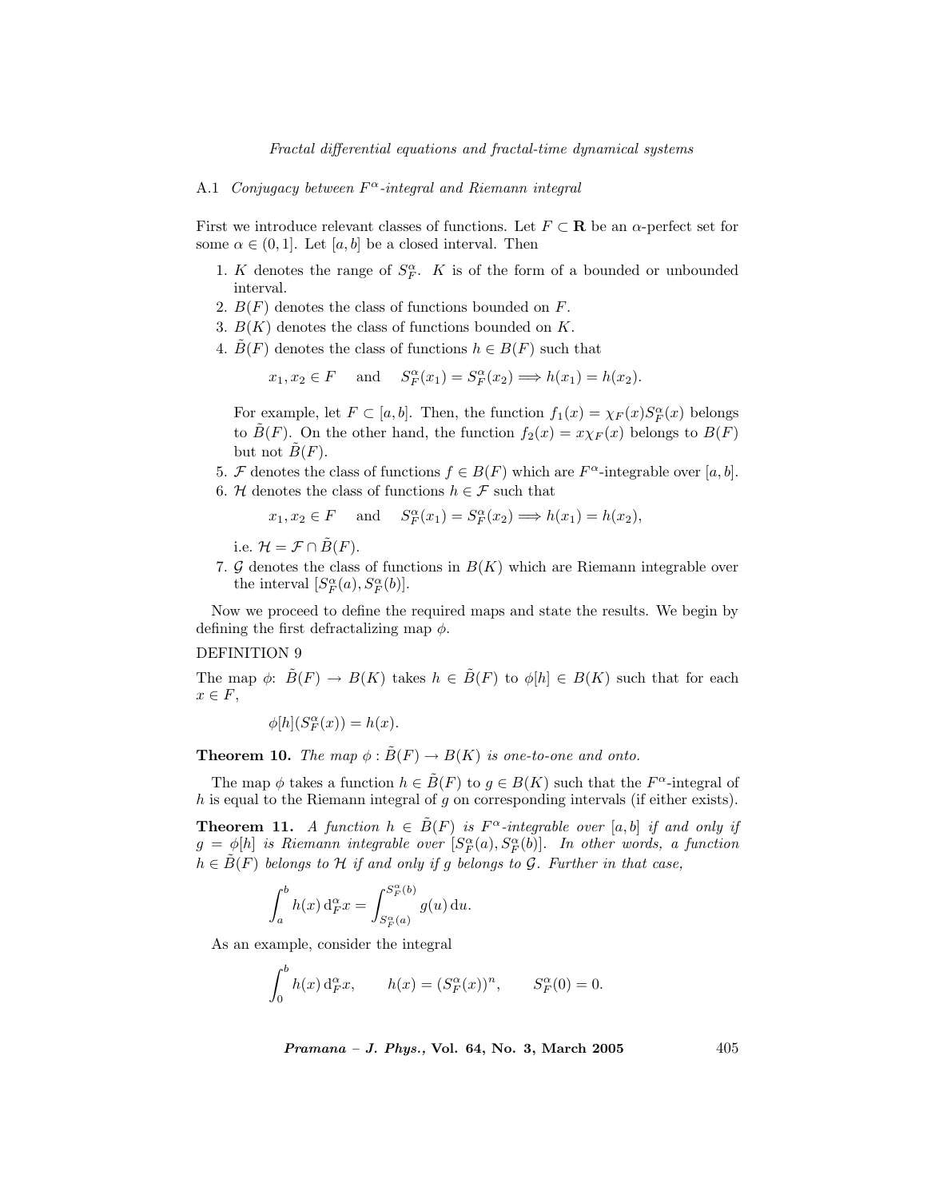### A.1 *Conjugacy between $F^\alpha$-integral and Riemann integral*

First we introduce relevant classes of functions. Let $F \subset \mathbf{R}$ be an $\alpha$-perfect set for some $\alpha \in (0, 1]$. Let $[a, b]$ be a closed interval. Then

1. $K$ denotes the range of $S_F^\alpha$. $K$ is of the form of a bounded or unbounded interval.
2. $B(F)$ denotes the class of functions bounded on $F$.
3. $B(K)$ denotes the class of functions bounded on $K$.
4. $\tilde{B}(F)$ denotes the class of functions $h \in B(F)$ such that

   $$x_1, x_2 \in F \quad \text{and} \quad S_F^\alpha(x_1) = S_F^\alpha(x_2) \Longrightarrow h(x_1) = h(x_2).$$

   For example, let $F \subset [a, b]$. Then, the function $f_1(x) = \chi_F(x) S_F^\alpha(x)$ belongs to $\tilde{B}(F)$. On the other hand, the function $f_2(x) = x\chi_F(x)$ belongs to $B(F)$ but not $\tilde{B}(F)$.
5. $\mathcal{F}$ denotes the class of functions $f \in B(F)$ which are $F^\alpha$-integrable over $[a, b]$.
6. $\mathcal{H}$ denotes the class of functions $h \in \mathcal{F}$ such that

   $$x_1, x_2 \in F \quad \text{and} \quad S_F^\alpha(x_1) = S_F^\alpha(x_2) \Longrightarrow h(x_1) = h(x_2),$$

   i.e. $\mathcal{H} = \mathcal{F} \cap \tilde{B}(F)$.
7. $\mathcal{G}$ denotes the class of functions in $B(K)$ which are Riemann integrable over the interval $[S_F^\alpha(a), S_F^\alpha(b)]$.

Now we proceed to define the required maps and state the results. We begin by defining the first defractalizing map $\phi$.

DEFINITION 9

The map $\phi$: $\tilde{B}(F) \to B(K)$ takes $h \in \tilde{B}(F)$ to $\phi[h] \in B(K)$ such that for each $x \in F$,

$$\phi[h](S_F^\alpha(x)) = h(x).$$

**Theorem 10.** *The map $\phi : \tilde{B}(F) \to B(K)$ is one-to-one and onto.*

The map $\phi$ takes a function $h \in \tilde{B}(F)$ to $g \in B(K)$ such that the $F^\alpha$-integral of $h$ is equal to the Riemann integral of $g$ on corresponding intervals (if either exists).

**Theorem 11.** *A function $h \in \tilde{B}(F)$ is $F^\alpha$-integrable over $[a, b]$ if and only if $g = \phi[h]$ is Riemann integrable over $[S_F^\alpha(a), S_F^\alpha(b)]$. In other words, a function $h \in \tilde{B}(F)$ belongs to $\mathcal{H}$ if and only if $g$ belongs to $\mathcal{G}$. Further in that case,*

$$\int_a^b h(x)\, \mathrm{d}_F^\alpha x = \int_{S_F^\alpha(a)}^{S_F^\alpha(b)} g(u)\, \mathrm{d}u.$$

As an example, consider the integral

$$\int_0^b h(x)\, \mathrm{d}_F^\alpha x, \qquad h(x) = (S_F^\alpha(x))^n, \qquad S_F^\alpha(0) = 0.$$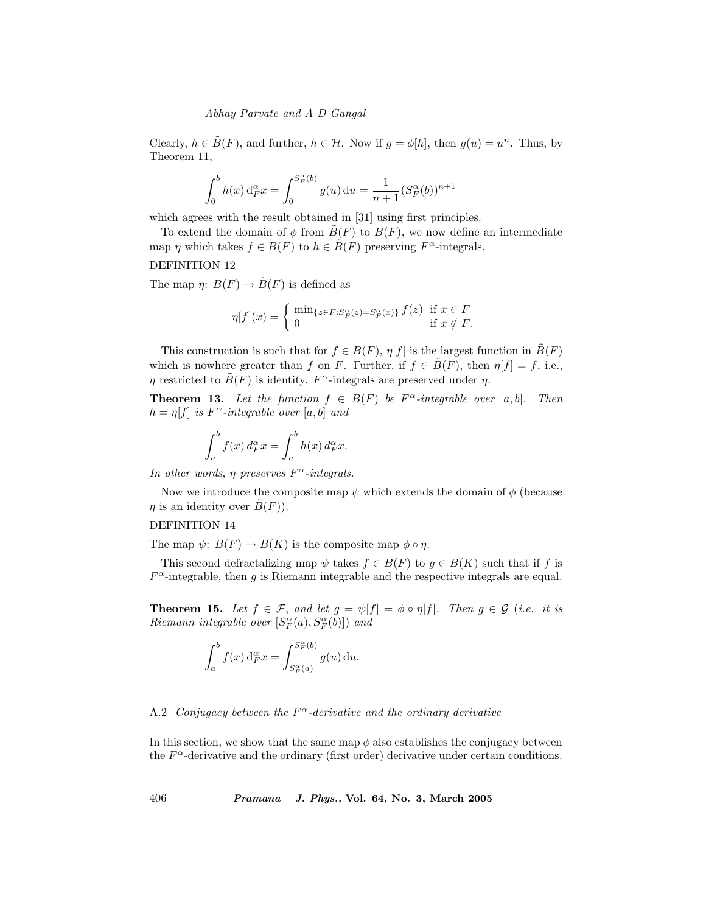Clearly, $h \in \tilde{B}(F)$, and further, $h \in \mathcal{H}$. Now if $g = \phi[h]$, then $g(u) = u^n$. Thus, by Theorem 11,

$$\int_0^b h(x)\,\mathrm{d}_F^\alpha x = \int_0^{S_F^\alpha(b)} g(u)\,\mathrm{d}u = \frac{1}{n+1}(S_F^\alpha(b))^{n+1}$$

which agrees with the result obtained in [31] using first principles.

To extend the domain of $\phi$ from $\tilde{B}(F)$ to $B(F)$, we now define an intermediate map $\eta$ which takes $f \in B(F)$ to $h \in \tilde{B}(F)$ preserving $F^\alpha$-integrals.

DEFINITION 12

The map $\eta$: $B(F) \to \tilde{B}(F)$ is defined as

$$\eta[f](x) = \begin{cases} \min_{\{z \in F : S_F^\alpha(z) = S_F^\alpha(x)\}} f(z) & \text{if } x \in F \\ 0 & \text{if } x \notin F. \end{cases}$$

This construction is such that for $f \in B(F)$, $\eta[f]$ is the largest function in $\tilde{B}(F)$ which is nowhere greater than $f$ on $F$. Further, if $f \in \tilde{B}(F)$, then $\eta[f] = f$, i.e., $\eta$ restricted to $\tilde{B}(F)$ is identity. $F^\alpha$-integrals are preserved under $\eta$.

**Theorem 13.** *Let the function $f \in B(F)$ be $F^\alpha$-integrable over $[a,b]$. Then $h = \eta[f]$ is $F^\alpha$-integrable over $[a,b]$ and*

$$\int_a^b f(x)\,d_F^\alpha x = \int_a^b h(x)\,d_F^\alpha x.$$

*In other words, $\eta$ preserves $F^\alpha$-integrals.*

Now we introduce the composite map $\psi$ which extends the domain of $\phi$ (because $\eta$ is an identity over $\tilde{B}(F)$).

DEFINITION 14

The map $\psi$: $B(F) \to B(K)$ is the composite map $\phi \circ \eta$.

This second defractalizing map $\psi$ takes $f \in B(F)$ to $g \in B(K)$ such that if $f$ is $F^\alpha$-integrable, then $g$ is Riemann integrable and the respective integrals are equal.

**Theorem 15.** *Let $f \in \mathcal{F}$, and let $g = \psi[f] = \phi \circ \eta[f]$. Then $g \in \mathcal{G}$ (i.e. it is Riemann integrable over $[S_F^\alpha(a), S_F^\alpha(b)]$) and*

$$\int_a^b f(x)\,\mathrm{d}_F^\alpha x = \int_{S_F^\alpha(a)}^{S_F^\alpha(b)} g(u)\,\mathrm{d}u.$$

### A.2 *Conjugacy between the $F^\alpha$-derivative and the ordinary derivative*

In this section, we show that the same map $\phi$ also establishes the conjugacy between the $F^\alpha$-derivative and the ordinary (first order) derivative under certain conditions.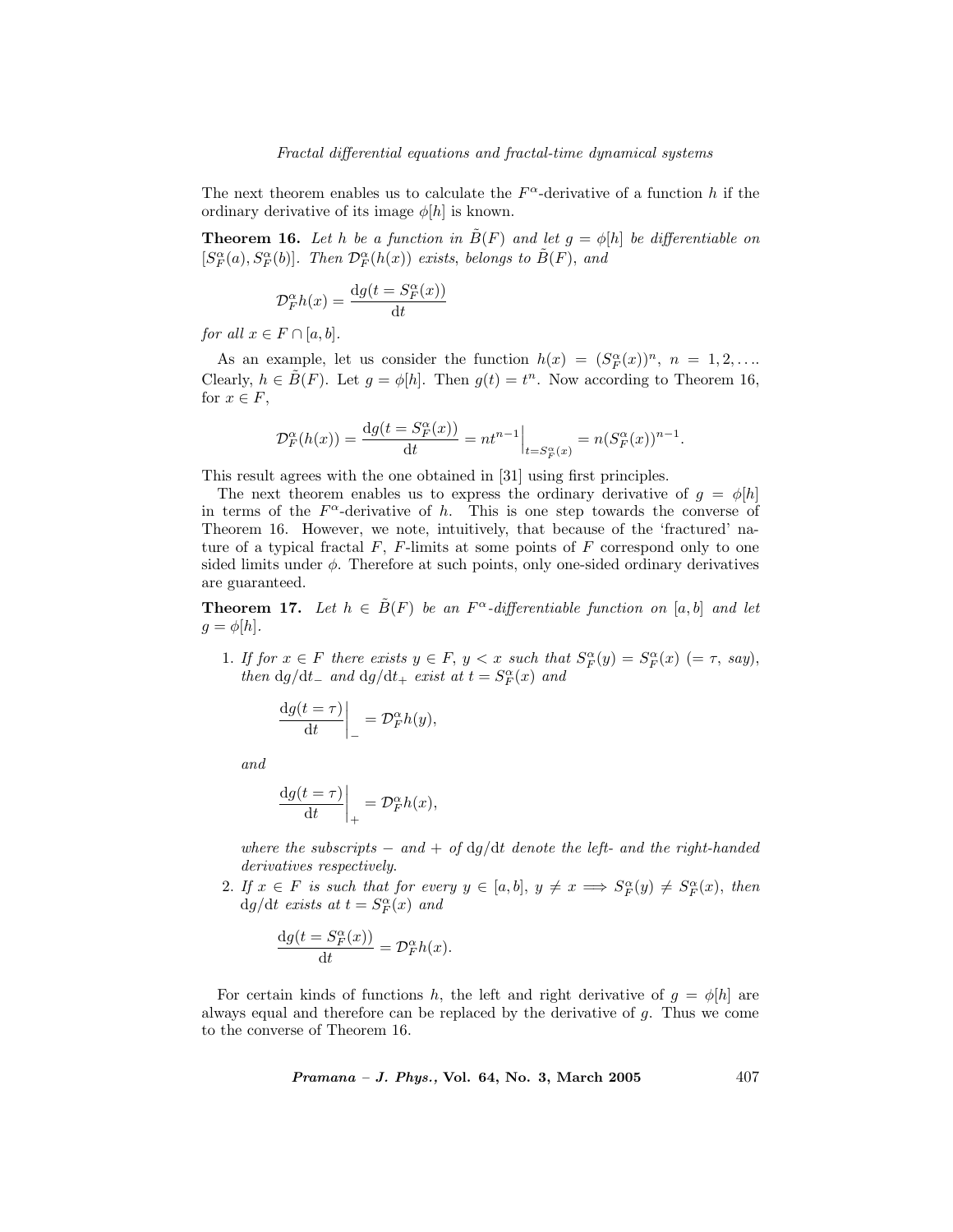The next theorem enables us to calculate the $F^\alpha$-derivative of a function $h$ if the ordinary derivative of its image $\phi[h]$ is known.

**Theorem 16.** *Let $h$ be a function in $\tilde{B}(F)$ and let $g = \phi[h]$ be differentiable on $[S_F^\alpha(a), S_F^\alpha(b)]$. Then $\mathcal{D}_F^\alpha(h(x))$ exists, belongs to $\tilde{B}(F)$, and*

$$\mathcal{D}_F^\alpha h(x) = \frac{\mathrm{d}g(t = S_F^\alpha(x))}{\mathrm{d}t}$$

*for all $x \in F \cap [a, b]$.*

As an example, let us consider the function $h(x) = (S_F^\alpha(x))^n$, $n = 1, 2, \ldots$. Clearly, $h \in \tilde{B}(F)$. Let $g = \phi[h]$. Then $g(t) = t^n$. Now according to Theorem 16, for $x \in F$,

$$\mathcal{D}_F^\alpha(h(x)) = \frac{\mathrm{d}g(t = S_F^\alpha(x))}{\mathrm{d}t} = nt^{n-1}\Big|_{t=S_F^\alpha(x)} = n(S_F^\alpha(x))^{n-1}.$$

This result agrees with the one obtained in [31] using first principles.

The next theorem enables us to express the ordinary derivative of $g = \phi[h]$ in terms of the $F^\alpha$-derivative of $h$. This is one step towards the converse of Theorem 16. However, we note, intuitively, that because of the 'fractured' nature of a typical fractal $F$, $F$-limits at some points of $F$ correspond only to one sided limits under $\phi$. Therefore at such points, only one-sided ordinary derivatives are guaranteed.

**Theorem 17.** *Let $h \in \tilde{B}(F)$ be an $F^\alpha$-differentiable function on $[a, b]$ and let $g = \phi[h]$.*

1. *If for $x \in F$ there exists $y \in F$, $y < x$ such that $S_F^\alpha(y) = S_F^\alpha(x)$ $(= \tau$, say$)$, then $\mathrm{d}g/\mathrm{d}t_-$ and $\mathrm{d}g/\mathrm{d}t_+$ exist at $t = S_F^\alpha(x)$ and*

$$\frac{\mathrm{d}g(t = \tau)}{\mathrm{d}t}\bigg|_- = \mathcal{D}_F^\alpha h(y),$$

*and*

$$\frac{\mathrm{d}g(t = \tau)}{\mathrm{d}t}\bigg|_+ = \mathcal{D}_F^\alpha h(x),$$

*where the subscripts $-$ and $+$ of $\mathrm{d}g/\mathrm{d}t$ denote the left- and the right-handed derivatives respectively.*

2. *If $x \in F$ is such that for every $y \in [a, b]$, $y \neq x \Longrightarrow S_F^\alpha(y) \neq S_F^\alpha(x)$, then $\mathrm{d}g/\mathrm{d}t$ exists at $t = S_F^\alpha(x)$ and*

$$\frac{\mathrm{d}g(t = S_F^\alpha(x))}{\mathrm{d}t} = \mathcal{D}_F^\alpha h(x).$$

For certain kinds of functions $h$, the left and right derivative of $g = \phi[h]$ are always equal and therefore can be replaced by the derivative of $g$. Thus we come to the converse of Theorem 16.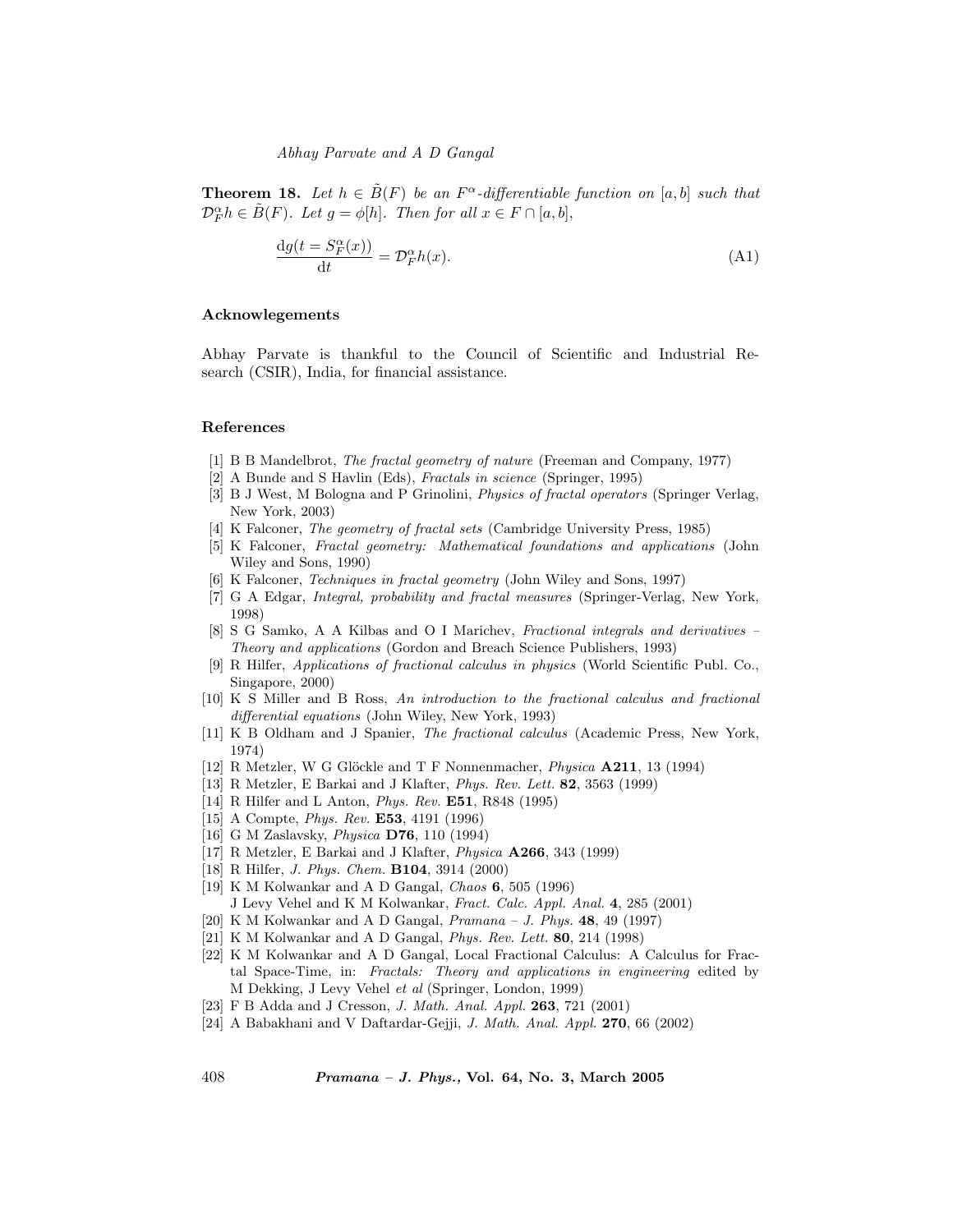**Theorem 18.** *Let $h \in \tilde{B}(F)$ be an $F^\alpha$-differentiable function on $[a,b]$ such that $\mathcal{D}_F^\alpha h \in \tilde{B}(F)$. Let $g = \phi[h]$. Then for all $x \in F \cap [a,b]$,*

$$\frac{\mathrm{d}g(t = S_F^\alpha(x))}{\mathrm{d}t} = \mathcal{D}_F^\alpha h(x). \tag{A1}$$

### Acknowlegements

Abhay Parvate is thankful to the Council of Scientific and Industrial Research (CSIR), India, for financial assistance.

### References

[1] B B Mandelbrot, *The fractal geometry of nature* (Freeman and Company, 1977)

[2] A Bunde and S Havlin (Eds), *Fractals in science* (Springer, 1995)

[3] B J West, M Bologna and P Grinolini, *Physics of fractal operators* (Springer Verlag, New York, 2003)

[4] K Falconer, *The geometry of fractal sets* (Cambridge University Press, 1985)

[5] K Falconer, *Fractal geometry: Mathematical foundations and applications* (John Wiley and Sons, 1990)

[6] K Falconer, *Techniques in fractal geometry* (John Wiley and Sons, 1997)

[7] G A Edgar, *Integral, probability and fractal measures* (Springer-Verlag, New York, 1998)

[8] S G Samko, A A Kilbas and O I Marichev, *Fractional integrals and derivatives – Theory and applications* (Gordon and Breach Science Publishers, 1993)

[9] R Hilfer, *Applications of fractional calculus in physics* (World Scientific Publ. Co., Singapore, 2000)

[10] K S Miller and B Ross, *An introduction to the fractional calculus and fractional differential equations* (John Wiley, New York, 1993)

[11] K B Oldham and J Spanier, *The fractional calculus* (Academic Press, New York, 1974)

[12] R Metzler, W G Glöckle and T F Nonnenmacher, *Physica* **A211**, 13 (1994)

[13] R Metzler, E Barkai and J Klafter, *Phys. Rev. Lett.* **82**, 3563 (1999)

[14] R Hilfer and L Anton, *Phys. Rev.* **E51**, R848 (1995)

[15] A Compte, *Phys. Rev.* **E53**, 4191 (1996)

[16] G M Zaslavsky, *Physica* **D76**, 110 (1994)

[17] R Metzler, E Barkai and J Klafter, *Physica* **A266**, 343 (1999)

[18] R Hilfer, *J. Phys. Chem.* **B104**, 3914 (2000)

[19] K M Kolwankar and A D Gangal, *Chaos* **6**, 505 (1996)
J Levy Vehel and K M Kolwankar, *Fract. Calc. Appl. Anal.* **4**, 285 (2001)

[20] K M Kolwankar and A D Gangal, *Pramana – J. Phys.* **48**, 49 (1997)

[21] K M Kolwankar and A D Gangal, *Phys. Rev. Lett.* **80**, 214 (1998)

[22] K M Kolwankar and A D Gangal, Local Fractional Calculus: A Calculus for Fractal Space-Time, in: *Fractals: Theory and applications in engineering* edited by M Dekking, J Levy Vehel *et al* (Springer, London, 1999)

[23] F B Adda and J Cresson, *J. Math. Anal. Appl.* **263**, 721 (2001)

[24] A Babakhani and V Daftardar-Gejji, *J. Math. Anal. Appl.* **270**, 66 (2002)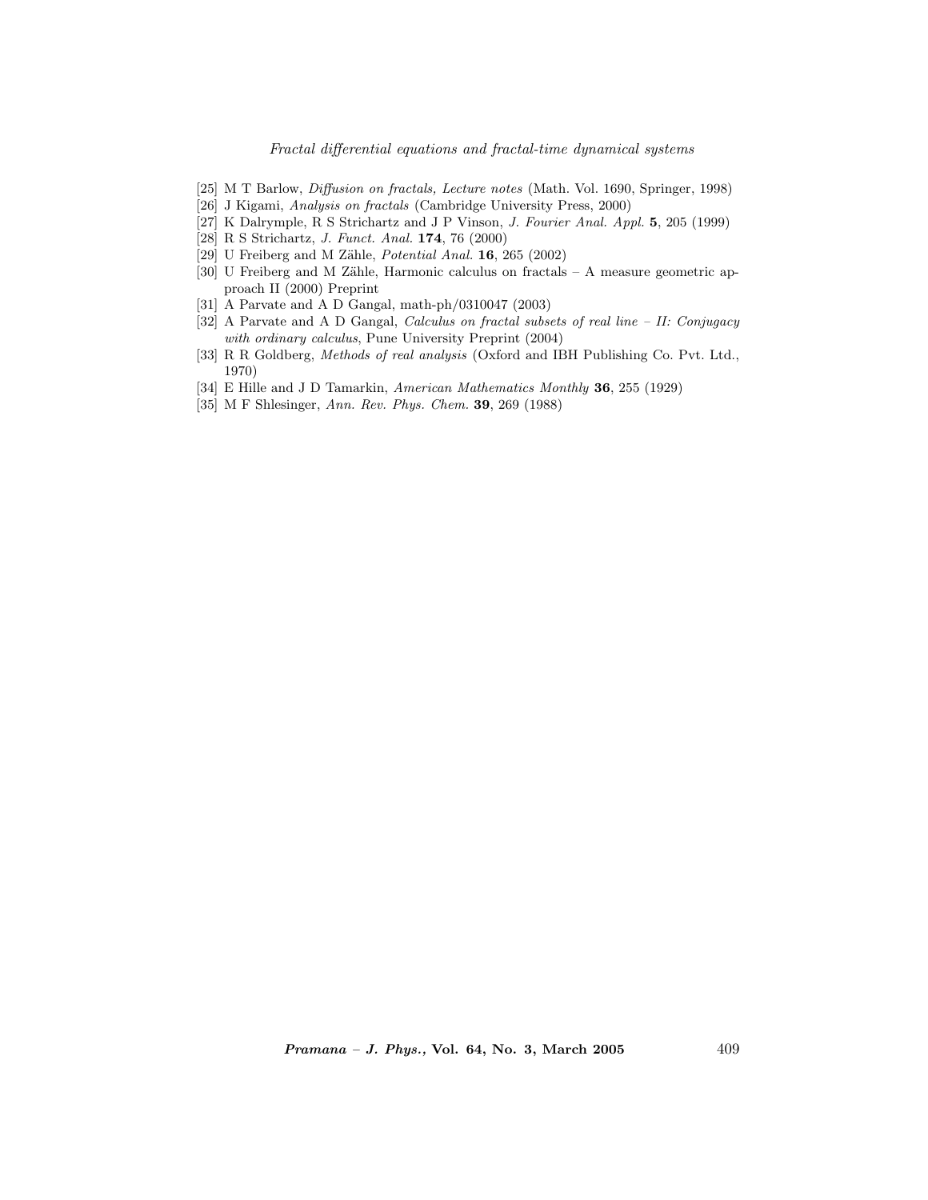[25] M T Barlow, *Diffusion on fractals, Lecture notes* (Math. Vol. 1690, Springer, 1998)
[26] J Kigami, *Analysis on fractals* (Cambridge University Press, 2000)
[27] K Dalrymple, R S Strichartz and J P Vinson, *J. Fourier Anal. Appl.* **5**, 205 (1999)
[28] R S Strichartz, *J. Funct. Anal.* **174**, 76 (2000)
[29] U Freiberg and M Zähle, *Potential Anal.* **16**, 265 (2002)
[30] U Freiberg and M Zähle, Harmonic calculus on fractals – A measure geometric approach II (2000) Preprint
[31] A Parvate and A D Gangal, math-ph/0310047 (2003)
[32] A Parvate and A D Gangal, *Calculus on fractal subsets of real line – II: Conjugacy with ordinary calculus*, Pune University Preprint (2004)
[33] R R Goldberg, *Methods of real analysis* (Oxford and IBH Publishing Co. Pvt. Ltd., 1970)
[34] E Hille and J D Tamarkin, *American Mathematics Monthly* **36**, 255 (1929)
[35] M F Shlesinger, *Ann. Rev. Phys. Chem.* **39**, 269 (1988)